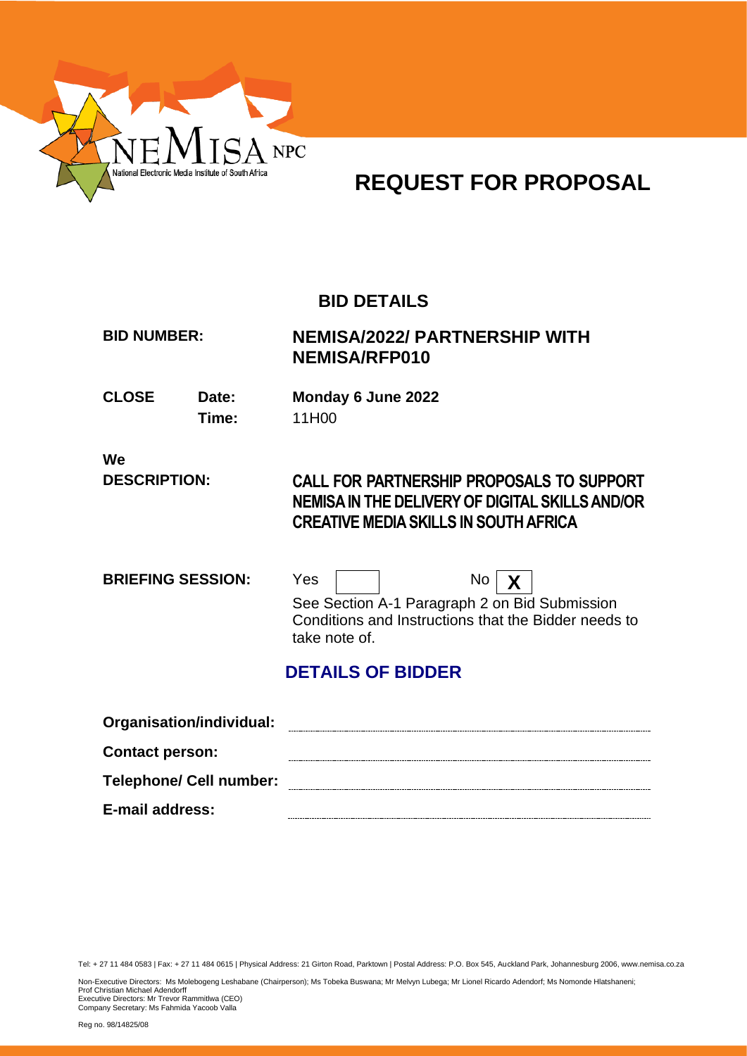NEMISA NPC

National Electronic Media Institute of South Africa

# REQUEST FOR PROPOSAL

## BID DETAILS

| | | |
|---|---|---|
| **BID NUMBER:** | | **NEMISA/2022/ PARTNERSHIP WITH NEMISA/RFP010** |
| **CLOSE** | **Date:** | **Monday 6 June 2022** |
| | **Time:** | 11H00 |

**We**

**DESCRIPTION:** **CALL FOR PARTNERSHIP PROPOSALS TO SUPPORT NEMISA IN THE DELIVERY OF DIGITAL SKILLS AND/OR CREATIVE MEDIA SKILLS IN SOUTH AFRICA**

**BRIEFING SESSION:** Yes [ ] No [X]

See Section A-1 Paragraph 2 on Bid Submission Conditions and Instructions that the Bidder needs to take note of.

## DETAILS OF BIDDER

**Organisation/individual:** ____________________

**Contact person:** ____________________

**Telephone/ Cell number:** ____________________

**E-mail address:** ____________________

Tel: + 27 11 484 0583 | Fax: + 27 11 484 0615 | Physical Address: 21 Girton Road, Parktown | Postal Address: P.O. Box 545, Auckland Park, Johannesburg 2006, www.nemisa.co.za

Non-Executive Directors: Ms Molebogeng Leshabane (Chairperson); Ms Tobeka Buswana; Mr Melvyn Lubega; Mr Lionel Ricardo Adendorf; Ms Nomonde Hlatshaneni; Prof Christian Michael Adendorff
Executive Directors: Mr Trevor Rammitlwa (CEO)
Company Secretary: Ms Fahmida Yacoob Valla

Reg no. 98/14825/08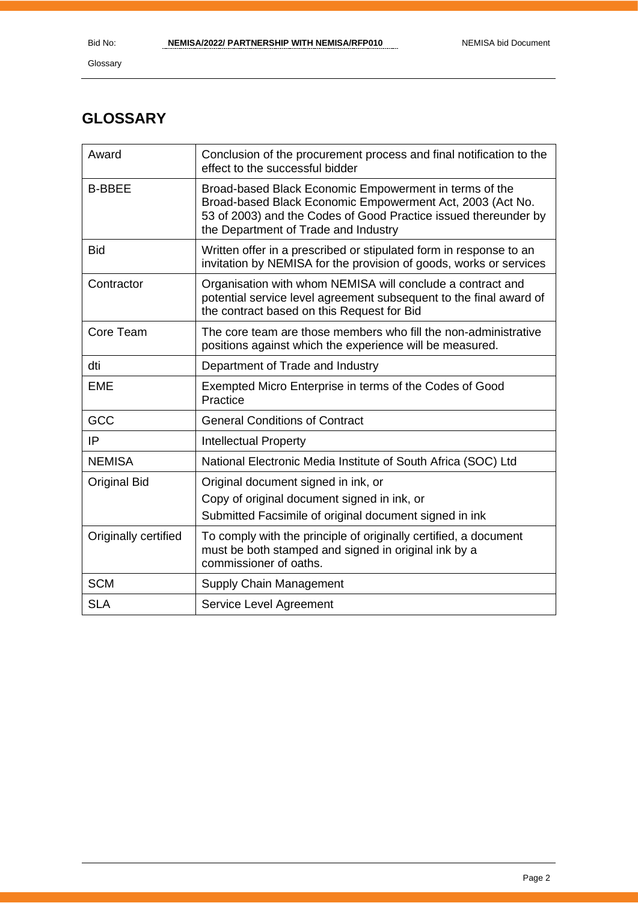# GLOSSARY

| | |
|---|---|
| Award | Conclusion of the procurement process and final notification to the effect to the successful bidder |
| B-BBEE | Broad-based Black Economic Empowerment in terms of the Broad-based Black Economic Empowerment Act, 2003 (Act No. 53 of 2003) and the Codes of Good Practice issued thereunder by the Department of Trade and Industry |
| Bid | Written offer in a prescribed or stipulated form in response to an invitation by NEMISA for the provision of goods, works or services |
| Contractor | Organisation with whom NEMISA will conclude a contract and potential service level agreement subsequent to the final award of the contract based on this Request for Bid |
| Core Team | The core team are those members who fill the non-administrative positions against which the experience will be measured. |
| dti | Department of Trade and Industry |
| EME | Exempted Micro Enterprise in terms of the Codes of Good Practice |
| GCC | General Conditions of Contract |
| IP | Intellectual Property |
| NEMISA | National Electronic Media Institute of South Africa (SOC) Ltd |
| Original Bid | Original document signed in ink, or<br>Copy of original document signed in ink, or<br>Submitted Facsimile of original document signed in ink |
| Originally certified | To comply with the principle of originally certified, a document must be both stamped and signed in original ink by a commissioner of oaths. |
| SCM | Supply Chain Management |
| SLA | Service Level Agreement |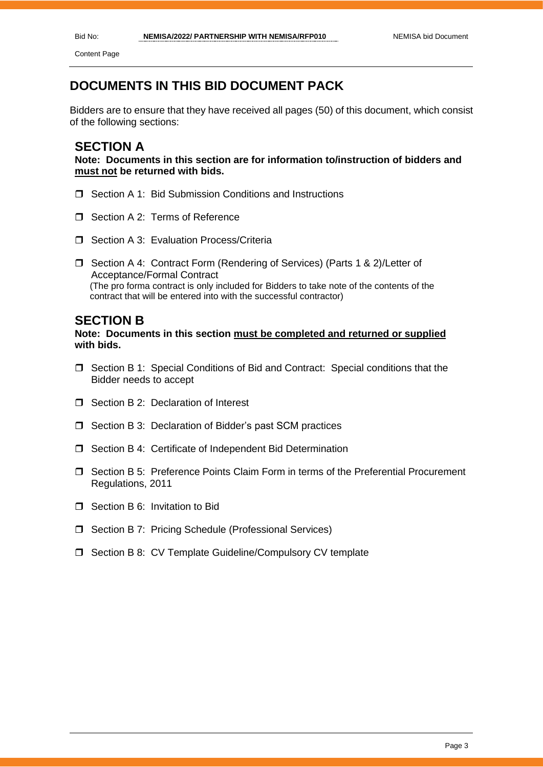# DOCUMENTS IN THIS BID DOCUMENT PACK

Bidders are to ensure that they have received all pages (50) of this document, which consist of the following sections:

## SECTION A

**Note: Documents in this section are for information to/instruction of bidders and <u>must not</u> be returned with bids.**

- ❒ Section A 1: Bid Submission Conditions and Instructions
- ❒ Section A 2: Terms of Reference
- ❒ Section A 3: Evaluation Process/Criteria
- ❒ Section A 4: Contract Form (Rendering of Services) (Parts 1 & 2)/Letter of Acceptance/Formal Contract
  (The pro forma contract is only included for Bidders to take note of the contents of the contract that will be entered into with the successful contractor)

## SECTION B

**Note: Documents in this section <u>must be completed and returned or supplied</u> with bids.**

- ❒ Section B 1: Special Conditions of Bid and Contract: Special conditions that the Bidder needs to accept
- ❒ Section B 2: Declaration of Interest
- ❒ Section B 3: Declaration of Bidder's past SCM practices
- ❒ Section B 4: Certificate of Independent Bid Determination
- ❒ Section B 5: Preference Points Claim Form in terms of the Preferential Procurement Regulations, 2011
- ❒ Section B 6: Invitation to Bid
- ❒ Section B 7: Pricing Schedule (Professional Services)
- ❒ Section B 8: CV Template Guideline/Compulsory CV template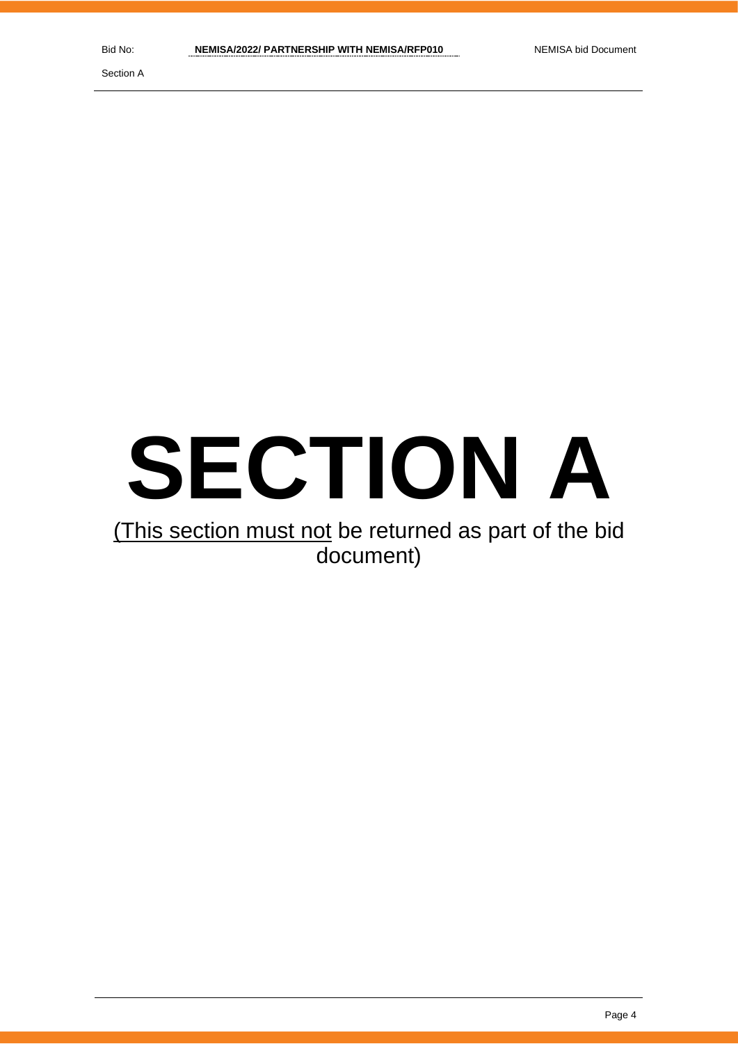# SECTION A

(This section must not be returned as part of the bid document)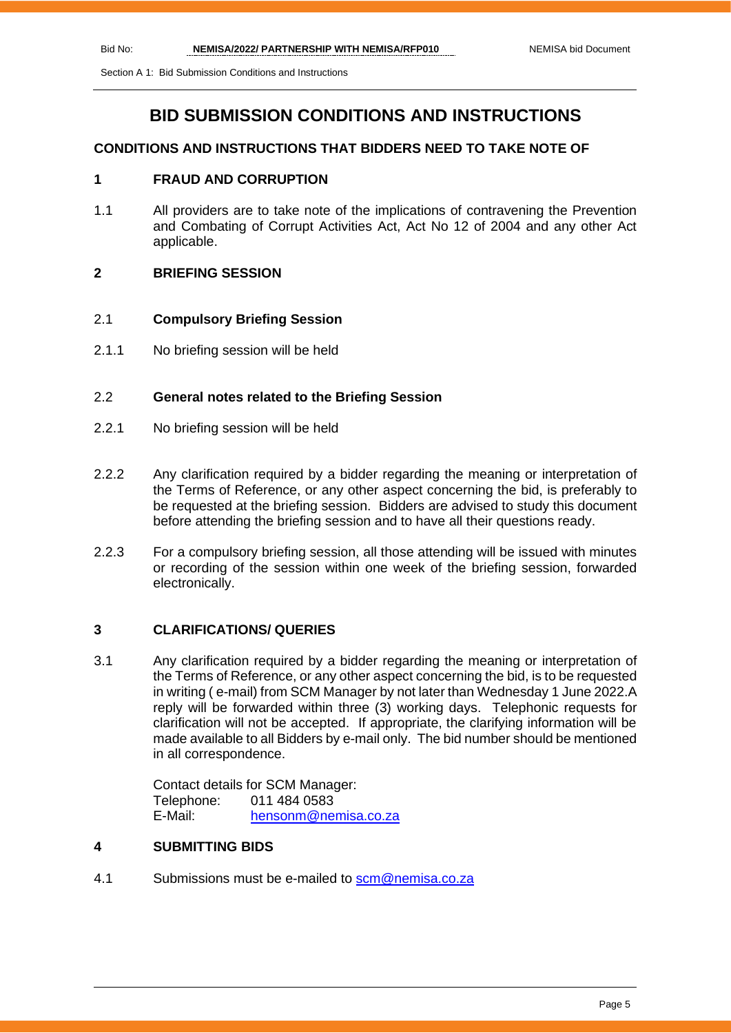# BID SUBMISSION CONDITIONS AND INSTRUCTIONS

## CONDITIONS AND INSTRUCTIONS THAT BIDDERS NEED TO TAKE NOTE OF

### 1 FRAUD AND CORRUPTION

1.1 All providers are to take note of the implications of contravening the Prevention and Combating of Corrupt Activities Act, Act No 12 of 2004 and any other Act applicable.

### 2 BRIEFING SESSION

2.1 **Compulsory Briefing Session**

2.1.1 No briefing session will be held

2.2 **General notes related to the Briefing Session**

2.2.1 No briefing session will be held

2.2.2 Any clarification required by a bidder regarding the meaning or interpretation of the Terms of Reference, or any other aspect concerning the bid, is preferably to be requested at the briefing session. Bidders are advised to study this document before attending the briefing session and to have all their questions ready.

2.2.3 For a compulsory briefing session, all those attending will be issued with minutes or recording of the session within one week of the briefing session, forwarded electronically.

### 3 CLARIFICATIONS/ QUERIES

3.1 Any clarification required by a bidder regarding the meaning or interpretation of the Terms of Reference, or any other aspect concerning the bid, is to be requested in writing ( e-mail) from SCM Manager by not later than Wednesday 1 June 2022.A reply will be forwarded within three (3) working days. Telephonic requests for clarification will not be accepted. If appropriate, the clarifying information will be made available to all Bidders by e-mail only. The bid number should be mentioned in all correspondence.

Contact details for SCM Manager:
Telephone: 011 484 0583
E-Mail: hensonm@nemisa.co.za

### 4 SUBMITTING BIDS

4.1 Submissions must be e-mailed to scm@nemisa.co.za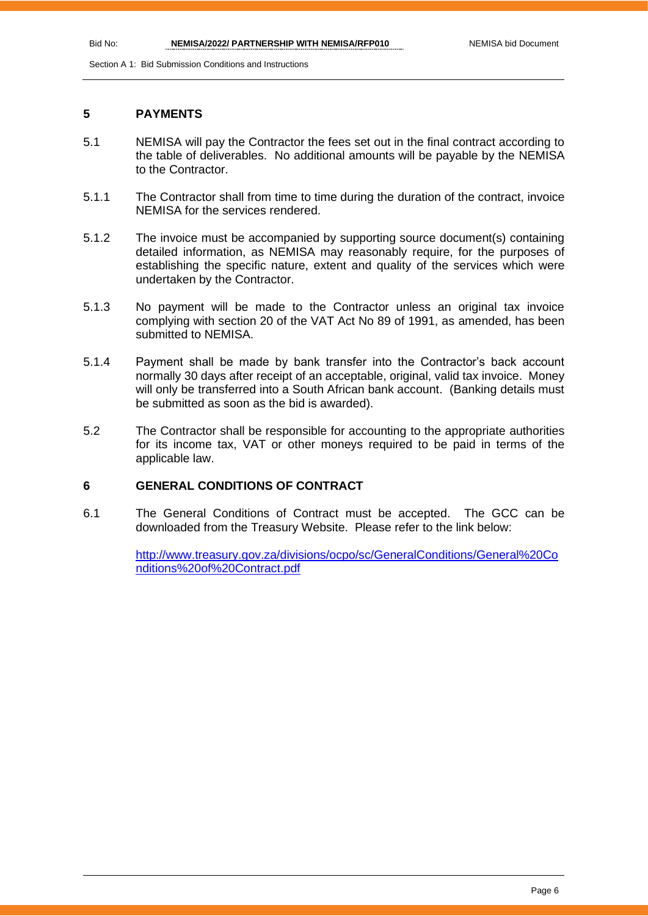## 5 PAYMENTS

5.1 NEMISA will pay the Contractor the fees set out in the final contract according to the table of deliverables. No additional amounts will be payable by the NEMISA to the Contractor.

5.1.1 The Contractor shall from time to time during the duration of the contract, invoice NEMISA for the services rendered.

5.1.2 The invoice must be accompanied by supporting source document(s) containing detailed information, as NEMISA may reasonably require, for the purposes of establishing the specific nature, extent and quality of the services which were undertaken by the Contractor.

5.1.3 No payment will be made to the Contractor unless an original tax invoice complying with section 20 of the VAT Act No 89 of 1991, as amended, has been submitted to NEMISA.

5.1.4 Payment shall be made by bank transfer into the Contractor's back account normally 30 days after receipt of an acceptable, original, valid tax invoice. Money will only be transferred into a South African bank account. (Banking details must be submitted as soon as the bid is awarded).

5.2 The Contractor shall be responsible for accounting to the appropriate authorities for its income tax, VAT or other moneys required to be paid in terms of the applicable law.

## 6 GENERAL CONDITIONS OF CONTRACT

6.1 The General Conditions of Contract must be accepted. The GCC can be downloaded from the Treasury Website. Please refer to the link below:

http://www.treasury.gov.za/divisions/ocpo/sc/GeneralConditions/General%20Conditions%20of%20Contract.pdf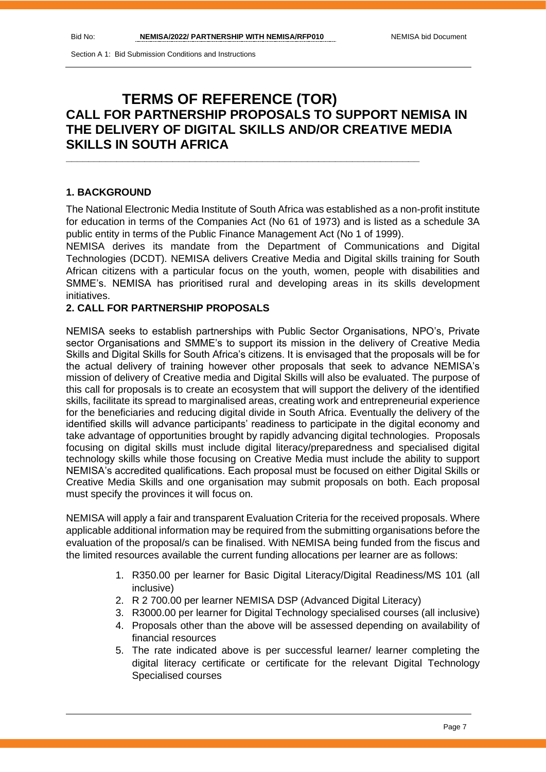# TERMS OF REFERENCE (TOR)

# CALL FOR PARTNERSHIP PROPOSALS TO SUPPORT NEMISA IN THE DELIVERY OF DIGITAL SKILLS AND/OR CREATIVE MEDIA SKILLS IN SOUTH AFRICA

## 1. BACKGROUND

The National Electronic Media Institute of South Africa was established as a non-profit institute for education in terms of the Companies Act (No 61 of 1973) and is listed as a schedule 3A public entity in terms of the Public Finance Management Act (No 1 of 1999).

NEMISA derives its mandate from the Department of Communications and Digital Technologies (DCDT). NEMISA delivers Creative Media and Digital skills training for South African citizens with a particular focus on the youth, women, people with disabilities and SMME's. NEMISA has prioritised rural and developing areas in its skills development initiatives.

## 2. CALL FOR PARTNERSHIP PROPOSALS

NEMISA seeks to establish partnerships with Public Sector Organisations, NPO's, Private sector Organisations and SMME's to support its mission in the delivery of Creative Media Skills and Digital Skills for South Africa's citizens. It is envisaged that the proposals will be for the actual delivery of training however other proposals that seek to advance NEMISA's mission of delivery of Creative media and Digital Skills will also be evaluated. The purpose of this call for proposals is to create an ecosystem that will support the delivery of the identified skills, facilitate its spread to marginalised areas, creating work and entrepreneurial experience for the beneficiaries and reducing digital divide in South Africa. Eventually the delivery of the identified skills will advance participants' readiness to participate in the digital economy and take advantage of opportunities brought by rapidly advancing digital technologies. Proposals focusing on digital skills must include digital literacy/preparedness and specialised digital technology skills while those focusing on Creative Media must include the ability to support NEMISA's accredited qualifications. Each proposal must be focused on either Digital Skills or Creative Media Skills and one organisation may submit proposals on both. Each proposal must specify the provinces it will focus on.

NEMISA will apply a fair and transparent Evaluation Criteria for the received proposals. Where applicable additional information may be required from the submitting organisations before the evaluation of the proposal/s can be finalised. With NEMISA being funded from the fiscus and the limited resources available the current funding allocations per learner are as follows:

1. R350.00 per learner for Basic Digital Literacy/Digital Readiness/MS 101 (all inclusive)
2. R 2 700.00 per learner NEMISA DSP (Advanced Digital Literacy)
3. R3000.00 per learner for Digital Technology specialised courses (all inclusive)
4. Proposals other than the above will be assessed depending on availability of financial resources
5. The rate indicated above is per successful learner/ learner completing the digital literacy certificate or certificate for the relevant Digital Technology Specialised courses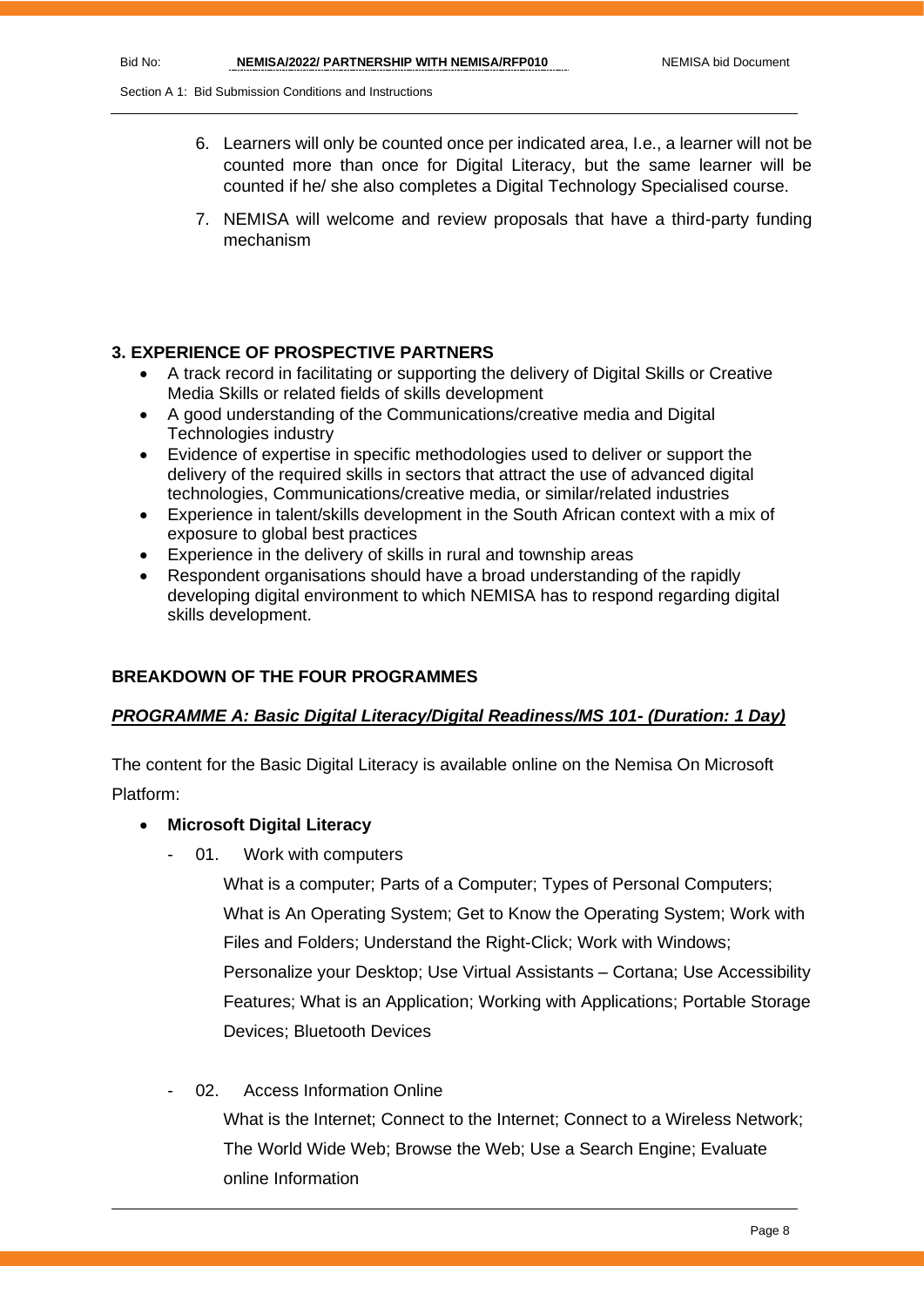6. Learners will only be counted once per indicated area, I.e., a learner will not be counted more than once for Digital Literacy, but the same learner will be counted if he/ she also completes a Digital Technology Specialised course.
7. NEMISA will welcome and review proposals that have a third-party funding mechanism

### 3. EXPERIENCE OF PROSPECTIVE PARTNERS

- A track record in facilitating or supporting the delivery of Digital Skills or Creative Media Skills or related fields of skills development
- A good understanding of the Communications/creative media and Digital Technologies industry
- Evidence of expertise in specific methodologies used to deliver or support the delivery of the required skills in sectors that attract the use of advanced digital technologies, Communications/creative media, or similar/related industries
- Experience in talent/skills development in the South African context with a mix of exposure to global best practices
- Experience in the delivery of skills in rural and township areas
- Respondent organisations should have a broad understanding of the rapidly developing digital environment to which NEMISA has to respond regarding digital skills development.

### BREAKDOWN OF THE FOUR PROGRAMMES

***PROGRAMME A: Basic Digital Literacy/Digital Readiness/MS 101- (Duration: 1 Day)***

The content for the Basic Digital Literacy is available online on the Nemisa On Microsoft Platform:

- **Microsoft Digital Literacy**
  - 01. Work with computers

    What is a computer; Parts of a Computer; Types of Personal Computers; What is An Operating System; Get to Know the Operating System; Work with Files and Folders; Understand the Right-Click; Work with Windows; Personalize your Desktop; Use Virtual Assistants – Cortana; Use Accessibility Features; What is an Application; Working with Applications; Portable Storage Devices; Bluetooth Devices

  - 02. Access Information Online

    What is the Internet; Connect to the Internet; Connect to a Wireless Network; The World Wide Web; Browse the Web; Use a Search Engine; Evaluate online Information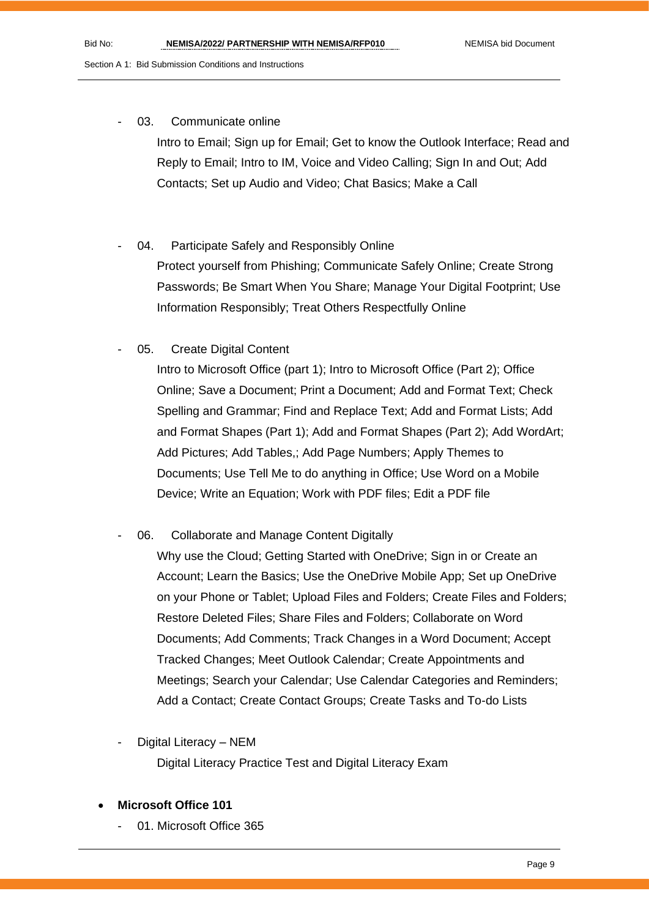- 03. Communicate online

  Intro to Email; Sign up for Email; Get to know the Outlook Interface; Read and Reply to Email; Intro to IM, Voice and Video Calling; Sign In and Out; Add Contacts; Set up Audio and Video; Chat Basics; Make a Call

- 04. Participate Safely and Responsibly Online

  Protect yourself from Phishing; Communicate Safely Online; Create Strong Passwords; Be Smart When You Share; Manage Your Digital Footprint; Use Information Responsibly; Treat Others Respectfully Online

- 05. Create Digital Content

  Intro to Microsoft Office (part 1); Intro to Microsoft Office (Part 2); Office Online; Save a Document; Print a Document; Add and Format Text; Check Spelling and Grammar; Find and Replace Text; Add and Format Lists; Add and Format Shapes (Part 1); Add and Format Shapes (Part 2); Add WordArt; Add Pictures; Add Tables,; Add Page Numbers; Apply Themes to Documents; Use Tell Me to do anything in Office; Use Word on a Mobile Device; Write an Equation; Work with PDF files; Edit a PDF file

- 06. Collaborate and Manage Content Digitally

  Why use the Cloud; Getting Started with OneDrive; Sign in or Create an Account; Learn the Basics; Use the OneDrive Mobile App; Set up OneDrive on your Phone or Tablet; Upload Files and Folders; Create Files and Folders; Restore Deleted Files; Share Files and Folders; Collaborate on Word Documents; Add Comments; Track Changes in a Word Document; Accept Tracked Changes; Meet Outlook Calendar; Create Appointments and Meetings; Search your Calendar; Use Calendar Categories and Reminders; Add a Contact; Create Contact Groups; Create Tasks and To-do Lists

- Digital Literacy – NEM

  Digital Literacy Practice Test and Digital Literacy Exam

- **Microsoft Office 101**
  - 01. Microsoft Office 365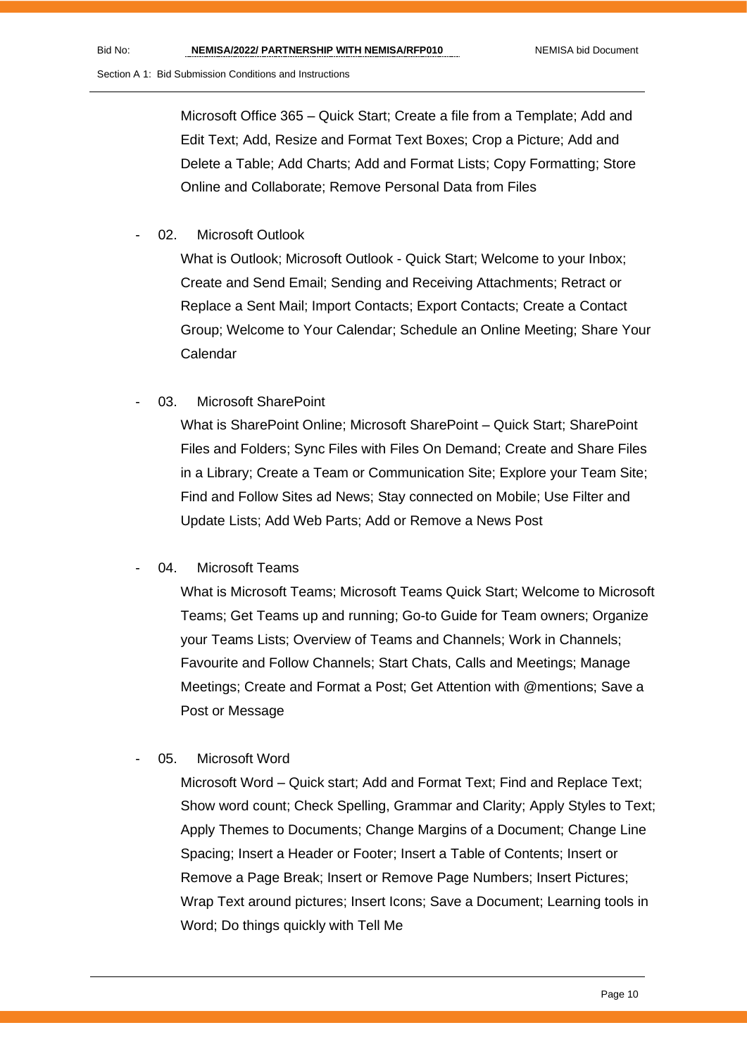Microsoft Office 365 – Quick Start; Create a file from a Template; Add and Edit Text; Add, Resize and Format Text Boxes; Crop a Picture; Add and Delete a Table; Add Charts; Add and Format Lists; Copy Formatting; Store Online and Collaborate; Remove Personal Data from Files

- 02. Microsoft Outlook

  What is Outlook; Microsoft Outlook - Quick Start; Welcome to your Inbox; Create and Send Email; Sending and Receiving Attachments; Retract or Replace a Sent Mail; Import Contacts; Export Contacts; Create a Contact Group; Welcome to Your Calendar; Schedule an Online Meeting; Share Your Calendar

- 03. Microsoft SharePoint

  What is SharePoint Online; Microsoft SharePoint – Quick Start; SharePoint Files and Folders; Sync Files with Files On Demand; Create and Share Files in a Library; Create a Team or Communication Site; Explore your Team Site; Find and Follow Sites ad News; Stay connected on Mobile; Use Filter and Update Lists; Add Web Parts; Add or Remove a News Post

- 04. Microsoft Teams

  What is Microsoft Teams; Microsoft Teams Quick Start; Welcome to Microsoft Teams; Get Teams up and running; Go-to Guide for Team owners; Organize your Teams Lists; Overview of Teams and Channels; Work in Channels; Favourite and Follow Channels; Start Chats, Calls and Meetings; Manage Meetings; Create and Format a Post; Get Attention with @mentions; Save a Post or Message

- 05. Microsoft Word

  Microsoft Word – Quick start; Add and Format Text; Find and Replace Text; Show word count; Check Spelling, Grammar and Clarity; Apply Styles to Text; Apply Themes to Documents; Change Margins of a Document; Change Line Spacing; Insert a Header or Footer; Insert a Table of Contents; Insert or Remove a Page Break; Insert or Remove Page Numbers; Insert Pictures; Wrap Text around pictures; Insert Icons; Save a Document; Learning tools in Word; Do things quickly with Tell Me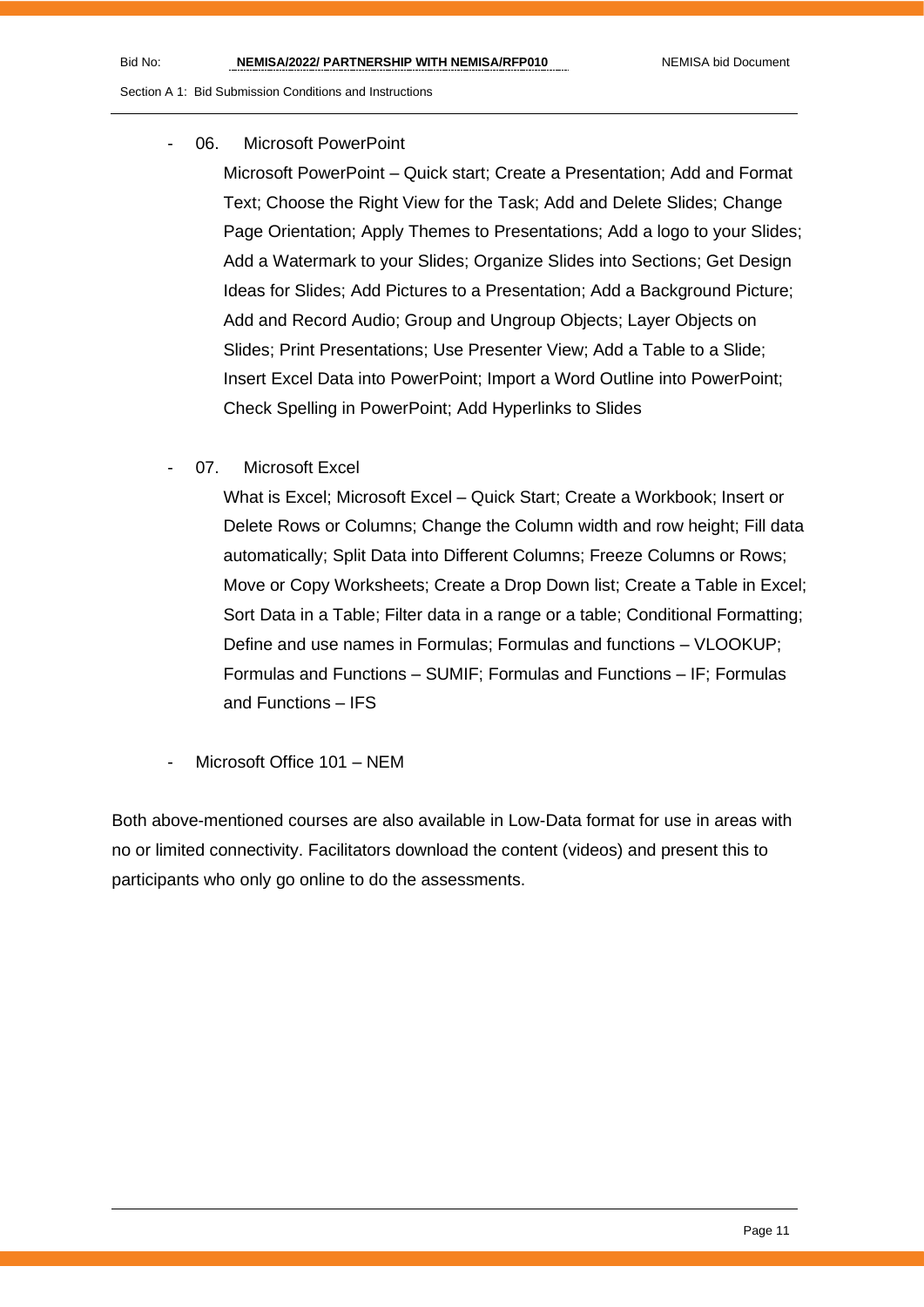- 06. Microsoft PowerPoint

  Microsoft PowerPoint – Quick start; Create a Presentation; Add and Format Text; Choose the Right View for the Task; Add and Delete Slides; Change Page Orientation; Apply Themes to Presentations; Add a logo to your Slides; Add a Watermark to your Slides; Organize Slides into Sections; Get Design Ideas for Slides; Add Pictures to a Presentation; Add a Background Picture; Add and Record Audio; Group and Ungroup Objects; Layer Objects on Slides; Print Presentations; Use Presenter View; Add a Table to a Slide; Insert Excel Data into PowerPoint; Import a Word Outline into PowerPoint; Check Spelling in PowerPoint; Add Hyperlinks to Slides

- 07. Microsoft Excel

  What is Excel; Microsoft Excel – Quick Start; Create a Workbook; Insert or Delete Rows or Columns; Change the Column width and row height; Fill data automatically; Split Data into Different Columns; Freeze Columns or Rows; Move or Copy Worksheets; Create a Drop Down list; Create a Table in Excel; Sort Data in a Table; Filter data in a range or a table; Conditional Formatting; Define and use names in Formulas; Formulas and functions – VLOOKUP; Formulas and Functions – SUMIF; Formulas and Functions – IF; Formulas and Functions – IFS

- Microsoft Office 101 – NEM

Both above-mentioned courses are also available in Low-Data format for use in areas with no or limited connectivity. Facilitators download the content (videos) and present this to participants who only go online to do the assessments.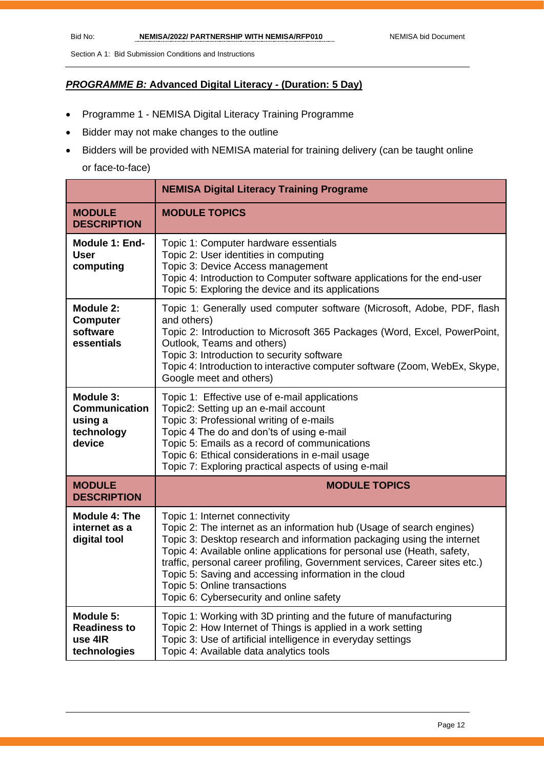## ***PROGRAMME B:*** **Advanced Digital Literacy - (Duration: 5 Day)**

- Programme 1 - NEMISA Digital Literacy Training Programme
- Bidder may not make changes to the outline
- Bidders will be provided with NEMISA material for training delivery (can be taught online or face-to-face)

| | **NEMISA Digital Literacy Training Programe** |
|---|---|
| **MODULE DESCRIPTION** | **MODULE TOPICS** |
| **Module 1: End-User computing** | Topic 1: Computer hardware essentials<br>Topic 2: User identities in computing<br>Topic 3: Device Access management<br>Topic 4: Introduction to Computer software applications for the end-user<br>Topic 5: Exploring the device and its applications |
| **Module 2: Computer software essentials** | Topic 1: Generally used computer software (Microsoft, Adobe, PDF, flash and others)<br>Topic 2: Introduction to Microsoft 365 Packages (Word, Excel, PowerPoint, Outlook, Teams and others)<br>Topic 3: Introduction to security software<br>Topic 4: Introduction to interactive computer software (Zoom, WebEx, Skype, Google meet and others) |
| **Module 3: Communication using a technology device** | Topic 1: Effective use of e-mail applications<br>Topic2: Setting up an e-mail account<br>Topic 3: Professional writing of e-mails<br>Topic 4 The do and don'ts of using e-mail<br>Topic 5: Emails as a record of communications<br>Topic 6: Ethical considerations in e-mail usage<br>Topic 7: Exploring practical aspects of using e-mail |
| **MODULE DESCRIPTION** | **MODULE TOPICS** |
| **Module 4: The internet as a digital tool** | Topic 1: Internet connectivity<br>Topic 2: The internet as an information hub (Usage of search engines)<br>Topic 3: Desktop research and information packaging using the internet<br>Topic 4: Available online applications for personal use (Heath, safety, traffic, personal career profiling, Government services, Career sites etc.)<br>Topic 5: Saving and accessing information in the cloud<br>Topic 5: Online transactions<br>Topic 6: Cybersecurity and online safety |
| **Module 5: Readiness to use 4IR technologies** | Topic 1: Working with 3D printing and the future of manufacturing<br>Topic 2: How Internet of Things is applied in a work setting<br>Topic 3: Use of artificial intelligence in everyday settings<br>Topic 4: Available data analytics tools |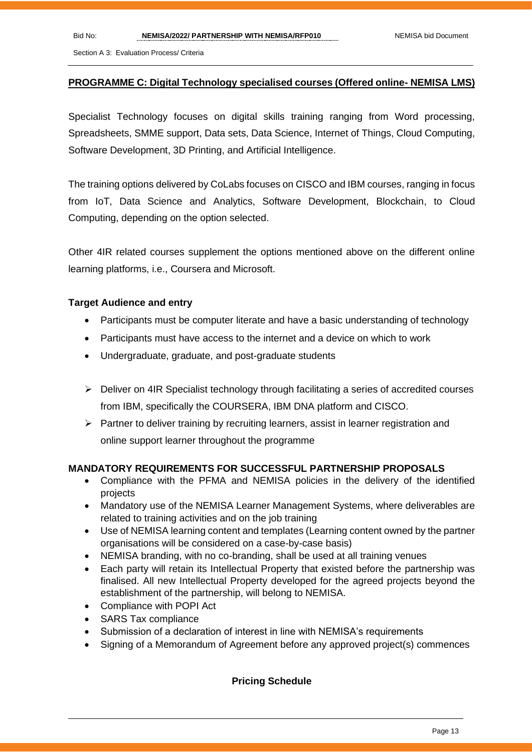## PROGRAMME C: Digital Technology specialised courses (Offered online- NEMISA LMS)

Specialist Technology focuses on digital skills training ranging from Word processing, Spreadsheets, SMME support, Data sets, Data Science, Internet of Things, Cloud Computing, Software Development, 3D Printing, and Artificial Intelligence.

The training options delivered by CoLabs focuses on CISCO and IBM courses, ranging in focus from IoT, Data Science and Analytics, Software Development, Blockchain, to Cloud Computing, depending on the option selected.

Other 4IR related courses supplement the options mentioned above on the different online learning platforms, i.e., Coursera and Microsoft.

### Target Audience and entry

- Participants must be computer literate and have a basic understanding of technology
- Participants must have access to the internet and a device on which to work
- Undergraduate, graduate, and post-graduate students

- Deliver on 4IR Specialist technology through facilitating a series of accredited courses from IBM, specifically the COURSERA, IBM DNA platform and CISCO.
- Partner to deliver training by recruiting learners, assist in learner registration and online support learner throughout the programme

### MANDATORY REQUIREMENTS FOR SUCCESSFUL PARTNERSHIP PROPOSALS

- Compliance with the PFMA and NEMISA policies in the delivery of the identified projects
- Mandatory use of the NEMISA Learner Management Systems, where deliverables are related to training activities and on the job training
- Use of NEMISA learning content and templates (Learning content owned by the partner organisations will be considered on a case-by-case basis)
- NEMISA branding, with no co-branding, shall be used at all training venues
- Each party will retain its Intellectual Property that existed before the partnership was finalised. All new Intellectual Property developed for the agreed projects beyond the establishment of the partnership, will belong to NEMISA.
- Compliance with POPI Act
- SARS Tax compliance
- Submission of a declaration of interest in line with NEMISA's requirements
- Signing of a Memorandum of Agreement before any approved project(s) commences

### Pricing Schedule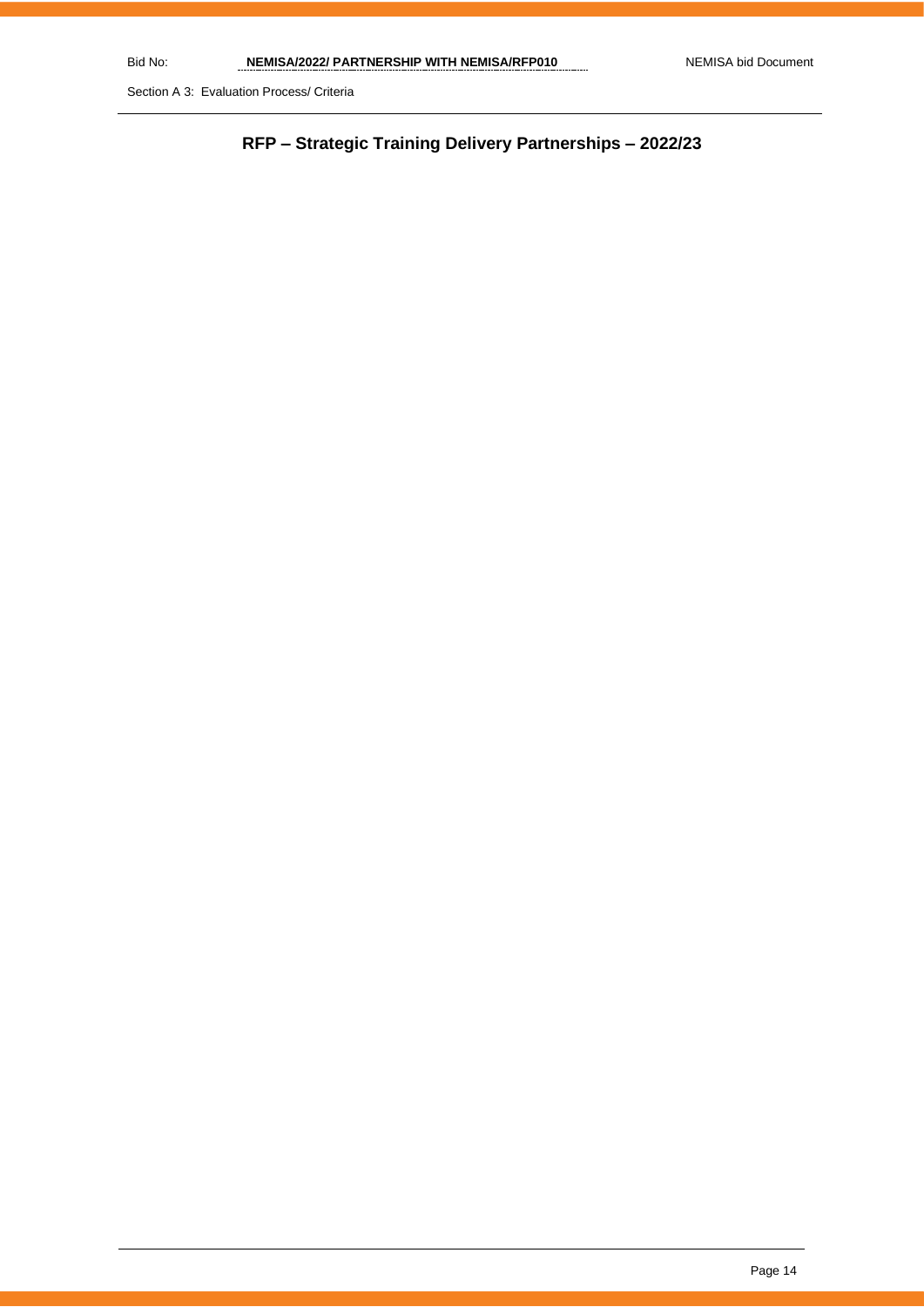# RFP – Strategic Training Delivery Partnerships – 2022/23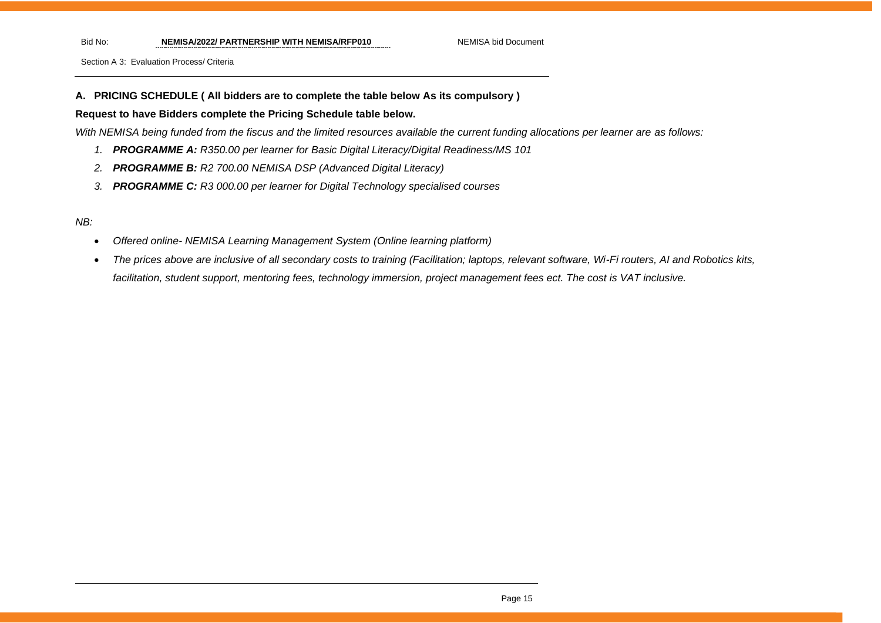## A. PRICING SCHEDULE ( All bidders are to complete the table below As its compulsory )

**Request to have Bidders complete the Pricing Schedule table below.**

*With NEMISA being funded from the fiscus and the limited resources available the current funding allocations per learner are as follows:*

1. ***PROGRAMME A:*** *R350.00 per learner for Basic Digital Literacy/Digital Readiness/MS 101*
2. ***PROGRAMME B:*** *R2 700.00 NEMISA DSP (Advanced Digital Literacy)*
3. ***PROGRAMME C:*** *R3 000.00 per learner for Digital Technology specialised courses*

*NB:*

- *Offered online- NEMISA Learning Management System (Online learning platform)*
- *The prices above are inclusive of all secondary costs to training (Facilitation; laptops, relevant software, Wi-Fi routers, AI and Robotics kits, facilitation, student support, mentoring fees, technology immersion, project management fees ect. The cost is VAT inclusive.*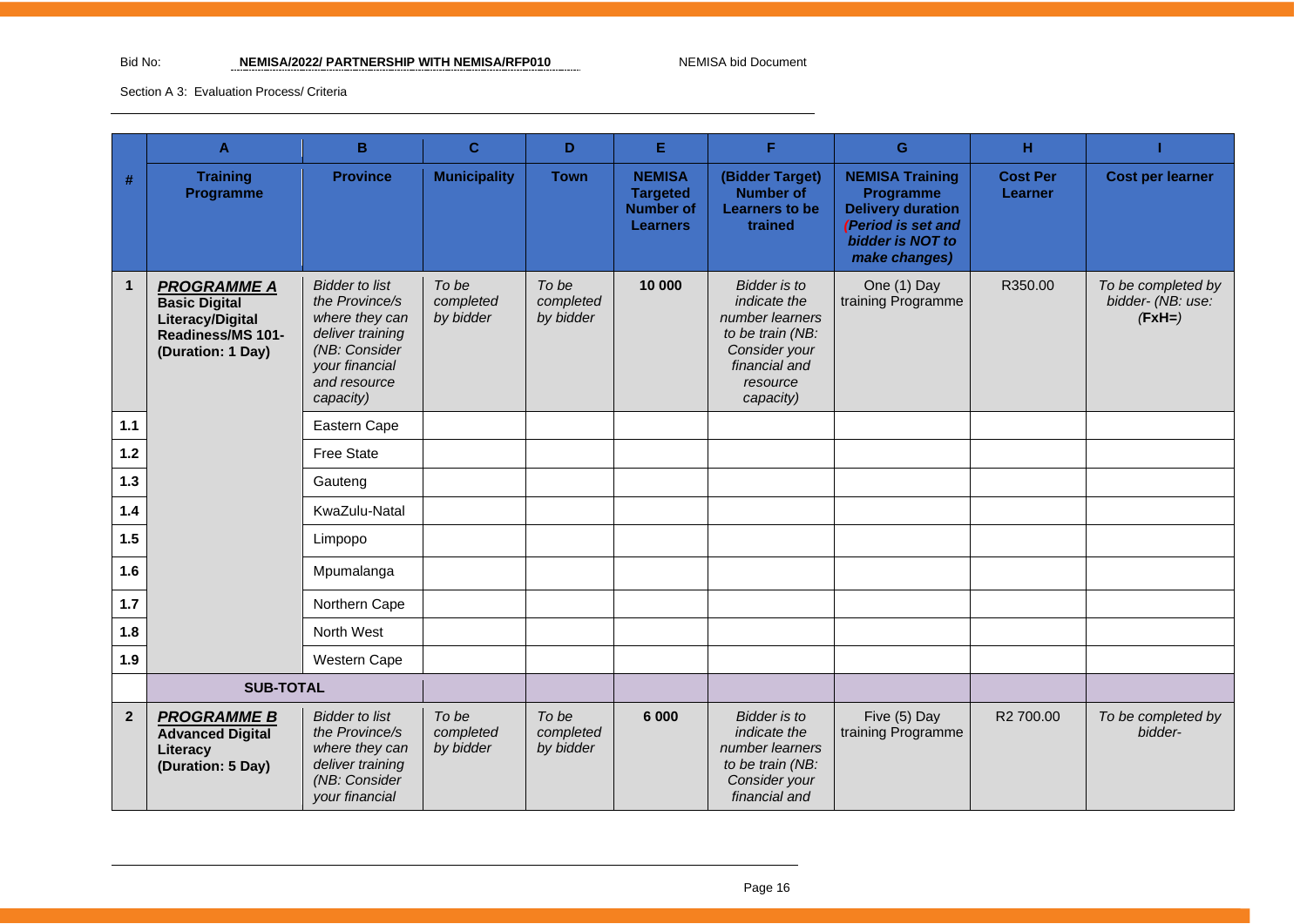Bid No: **NEMISA/2022/ PARTNERSHIP WITH NEMISA/RFP010** NEMISA bid Document

Section A 3: Evaluation Process/ Criteria

| | A | B | C | D | E | F | G | H | I |
|---|---|---|---|---|---|---|---|---|---|
| **#** | **Training Programme** | **Province** | **Municipality** | **Town** | **NEMISA Targeted Number of Learners** | **(Bidder Target) Number of Learners to be trained** | **NEMISA Training Programme Delivery duration *(Period is set and bidder is NOT to make changes)*** | **Cost Per Learner** | **Cost per learner** |
| **1** | ***PROGRAMME A*** **Basic Digital Literacy/Digital Readiness/MS 101- (Duration: 1 Day)** | *Bidder to list the Province/s where they can deliver training (NB: Consider your financial and resource capacity)* | *To be completed by bidder* | *To be completed by bidder* | **10 000** | *Bidder is to indicate the number learners to be train (NB: Consider your financial and resource capacity)* | One (1) Day training Programme | R350.00 | *To be completed by bidder- (NB: use: (***FxH=***)* |
| **1.1** | | Eastern Cape | | | | | | | |
| **1.2** | | Free State | | | | | | | |
| **1.3** | | Gauteng | | | | | | | |
| **1.4** | | KwaZulu-Natal | | | | | | | |
| **1.5** | | Limpopo | | | | | | | |
| **1.6** | | Mpumalanga | | | | | | | |
| **1.7** | | Northern Cape | | | | | | | |
| **1.8** | | North West | | | | | | | |
| **1.9** | | Western Cape | | | | | | | |
| | **SUB-TOTAL** | | | | | | | | |
| **2** | ***PROGRAMME B*** **Advanced Digital Literacy (Duration: 5 Day)** | *Bidder to list the Province/s where they can deliver training (NB: Consider your financial* | *To be completed by bidder* | *To be completed by bidder* | **6 000** | *Bidder is to indicate the number learners to be train (NB: Consider your financial and* | Five (5) Day training Programme | R2 700.00 | *To be completed by bidder-* |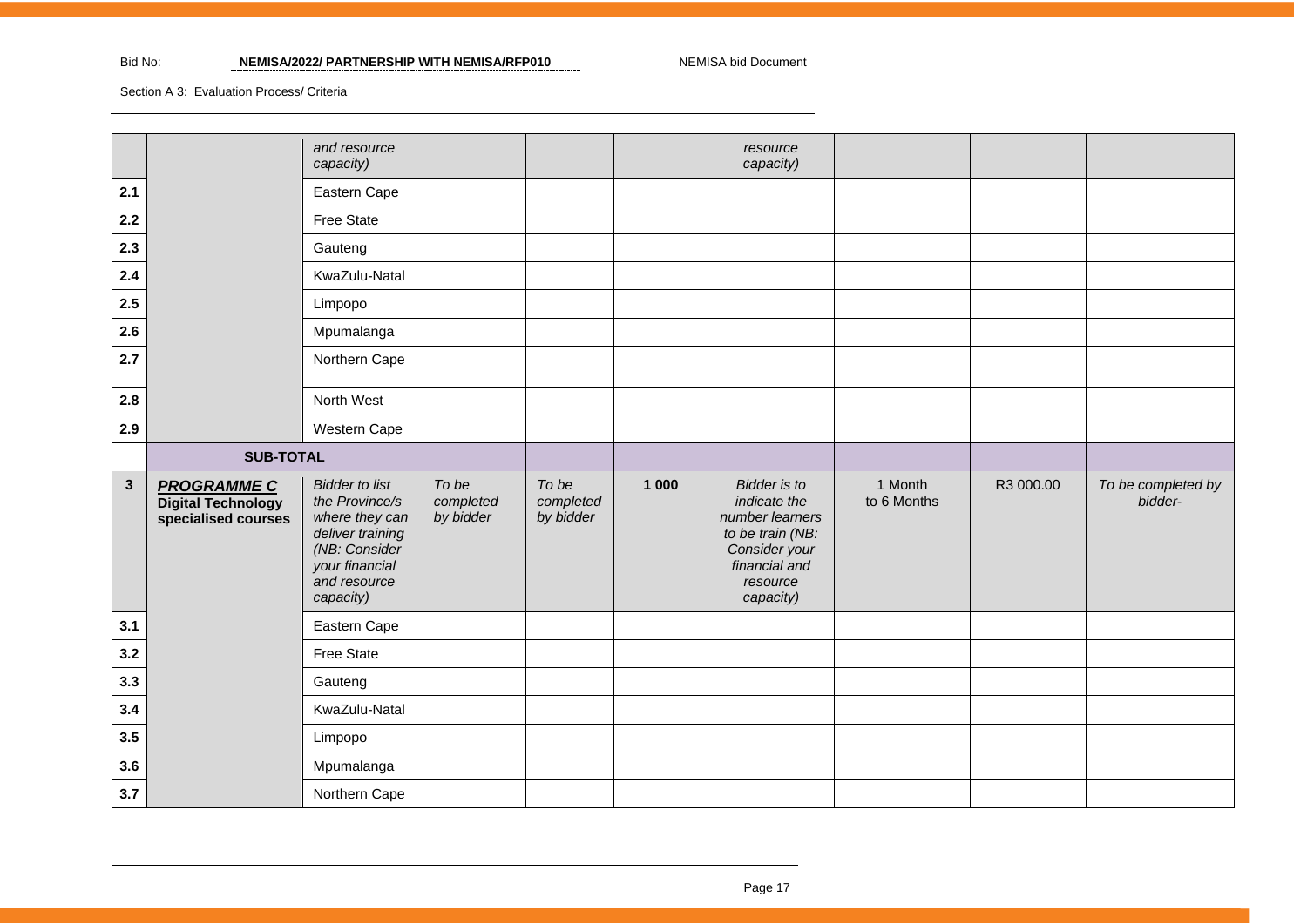Section A 3: Evaluation Process/ Criteria

| | | | | | | | | | |
|---|---|---|---|---|---|---|---|---|---|
| | | *and resource capacity)* | | | | *resource capacity)* | | | |
| **2.1** | | Eastern Cape | | | | | | | |
| **2.2** | | Free State | | | | | | | |
| **2.3** | | Gauteng | | | | | | | |
| **2.4** | | KwaZulu-Natal | | | | | | | |
| **2.5** | | Limpopo | | | | | | | |
| **2.6** | | Mpumalanga | | | | | | | |
| **2.7** | | Northern Cape | | | | | | | |
| **2.8** | | North West | | | | | | | |
| **2.9** | | Western Cape | | | | | | | |
| | **SUB-TOTAL** | | | | | | | | |
| **3** | ***PROGRAMME C*** **Digital Technology specialised courses** | *Bidder to list the Province/s where they can deliver training (NB: Consider your financial and resource capacity)* | *To be completed by bidder* | *To be completed by bidder* | **1 000** | *Bidder is to indicate the number learners to be train (NB: Consider your financial and resource capacity)* | 1 Month to 6 Months | R3 000.00 | *To be completed by bidder-* |
| **3.1** | | Eastern Cape | | | | | | | |
| **3.2** | | Free State | | | | | | | |
| **3.3** | | Gauteng | | | | | | | |
| **3.4** | | KwaZulu-Natal | | | | | | | |
| **3.5** | | Limpopo | | | | | | | |
| **3.6** | | Mpumalanga | | | | | | | |
| **3.7** | | Northern Cape | | | | | | | |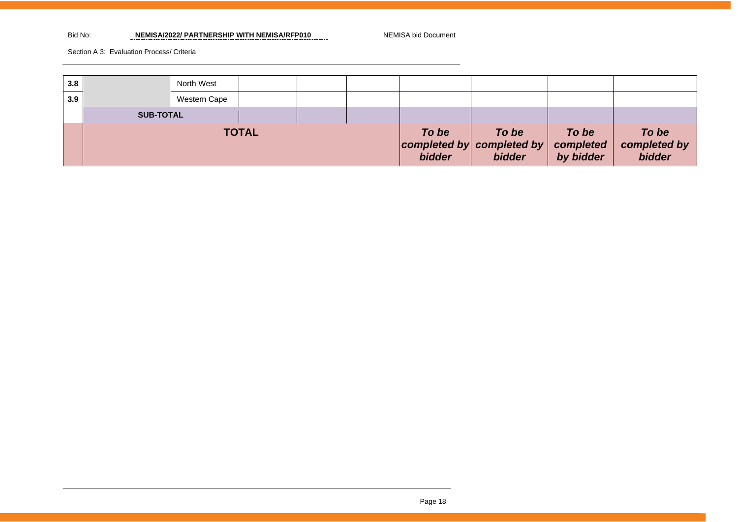| 3.8 | | North West | | | | | | | |
|---|---|---|---|---|---|---|---|---|---|
| 3.9 | | Western Cape | | | | | | | |
| | **SUB-TOTAL** | | | | | | | | |
| | **TOTAL** | | | | | ***To be completed by bidder*** | ***To be completed by bidder*** | ***To be completed by bidder*** | ***To be completed by bidder*** |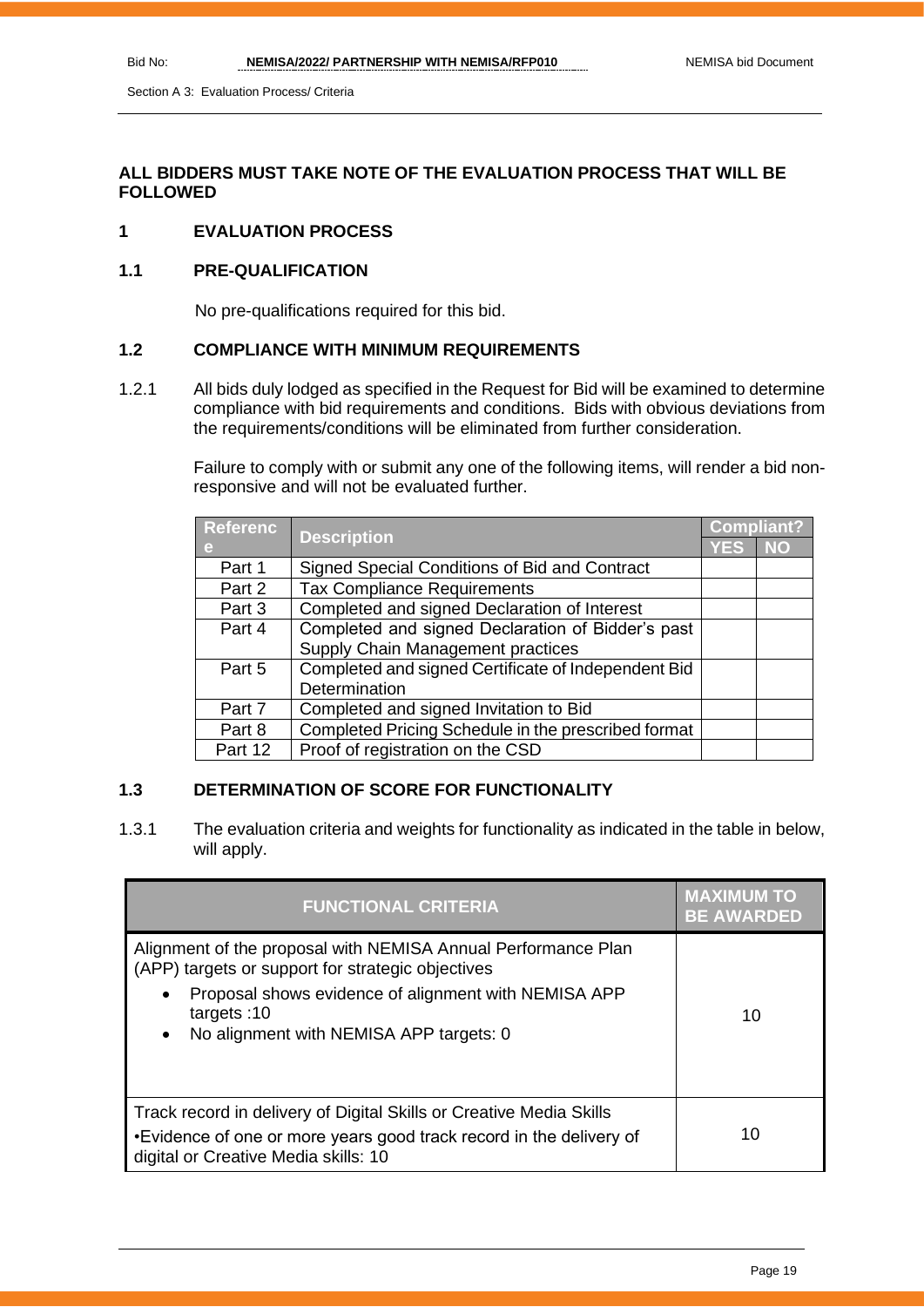**ALL BIDDERS MUST TAKE NOTE OF THE EVALUATION PROCESS THAT WILL BE FOLLOWED**

## 1 EVALUATION PROCESS

### 1.1 PRE-QUALIFICATION

No pre-qualifications required for this bid.

### 1.2 COMPLIANCE WITH MINIMUM REQUIREMENTS

1.2.1 All bids duly lodged as specified in the Request for Bid will be examined to determine compliance with bid requirements and conditions. Bids with obvious deviations from the requirements/conditions will be eliminated from further consideration.

Failure to comply with or submit any one of the following items, will render a bid non-responsive and will not be evaluated further.

| Reference | Description | Compliant? | |
|---|---|---|---|
| | | YES | NO |
| Part 1 | Signed Special Conditions of Bid and Contract | | |
| Part 2 | Tax Compliance Requirements | | |
| Part 3 | Completed and signed Declaration of Interest | | |
| Part 4 | Completed and signed Declaration of Bidder's past Supply Chain Management practices | | |
| Part 5 | Completed and signed Certificate of Independent Bid Determination | | |
| Part 7 | Completed and signed Invitation to Bid | | |
| Part 8 | Completed Pricing Schedule in the prescribed format | | |
| Part 12 | Proof of registration on the CSD | | |

### 1.3 DETERMINATION OF SCORE FOR FUNCTIONALITY

1.3.1 The evaluation criteria and weights for functionality as indicated in the table in below, will apply.

| FUNCTIONAL CRITERIA | MAXIMUM TO BE AWARDED |
|---|---|
| Alignment of the proposal with NEMISA Annual Performance Plan (APP) targets or support for strategic objectives<br>• Proposal shows evidence of alignment with NEMISA APP targets :10<br>• No alignment with NEMISA APP targets: 0 | 10 |
| Track record in delivery of Digital Skills or Creative Media Skills<br>•Evidence of one or more years good track record in the delivery of digital or Creative Media skills: 10 | 10 |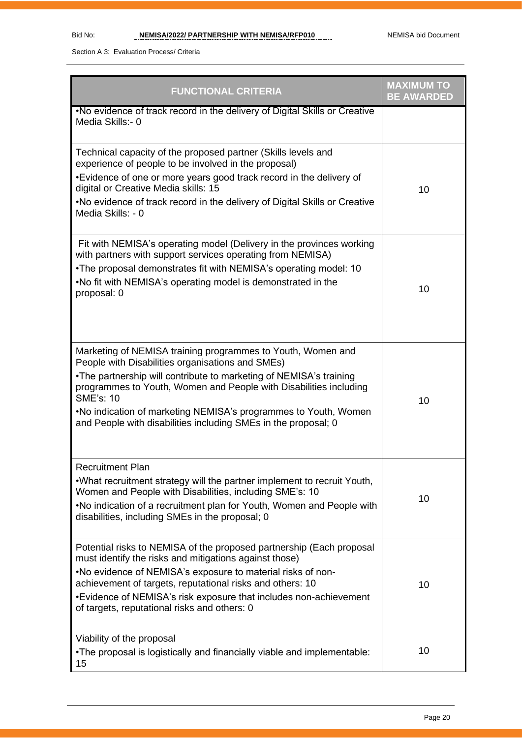Section A 3: Evaluation Process/ Criteria

| FUNCTIONAL CRITERIA | MAXIMUM TO BE AWARDED |
| --- | --- |
| •No evidence of track record in the delivery of Digital Skills or Creative Media Skills:- 0 | |
| Technical capacity of the proposed partner (Skills levels and experience of people to be involved in the proposal)<br>•Evidence of one or more years good track record in the delivery of digital or Creative Media skills: 15<br>•No evidence of track record in the delivery of Digital Skills or Creative Media Skills: - 0 | 10 |
| Fit with NEMISA's operating model (Delivery in the provinces working with partners with support services operating from NEMISA)<br>•The proposal demonstrates fit with NEMISA's operating model: 10<br>•No fit with NEMISA's operating model is demonstrated in the proposal: 0 | 10 |
| Marketing of NEMISA training programmes to Youth, Women and People with Disabilities organisations and SMEs)<br>•The partnership will contribute to marketing of NEMISA's training programmes to Youth, Women and People with Disabilities including SME's: 10<br>•No indication of marketing NEMISA's programmes to Youth, Women and People with disabilities including SMEs in the proposal; 0 | 10 |
| Recruitment Plan<br>•What recruitment strategy will the partner implement to recruit Youth, Women and People with Disabilities, including SME's: 10<br>•No indication of a recruitment plan for Youth, Women and People with disabilities, including SMEs in the proposal; 0 | 10 |
| Potential risks to NEMISA of the proposed partnership (Each proposal must identify the risks and mitigations against those)<br>•No evidence of NEMISA's exposure to material risks of non-achievement of targets, reputational risks and others: 10<br>•Evidence of NEMISA's risk exposure that includes non-achievement of targets, reputational risks and others: 0 | 10 |
| Viability of the proposal<br>•The proposal is logistically and financially viable and implementable: 15 | 10 |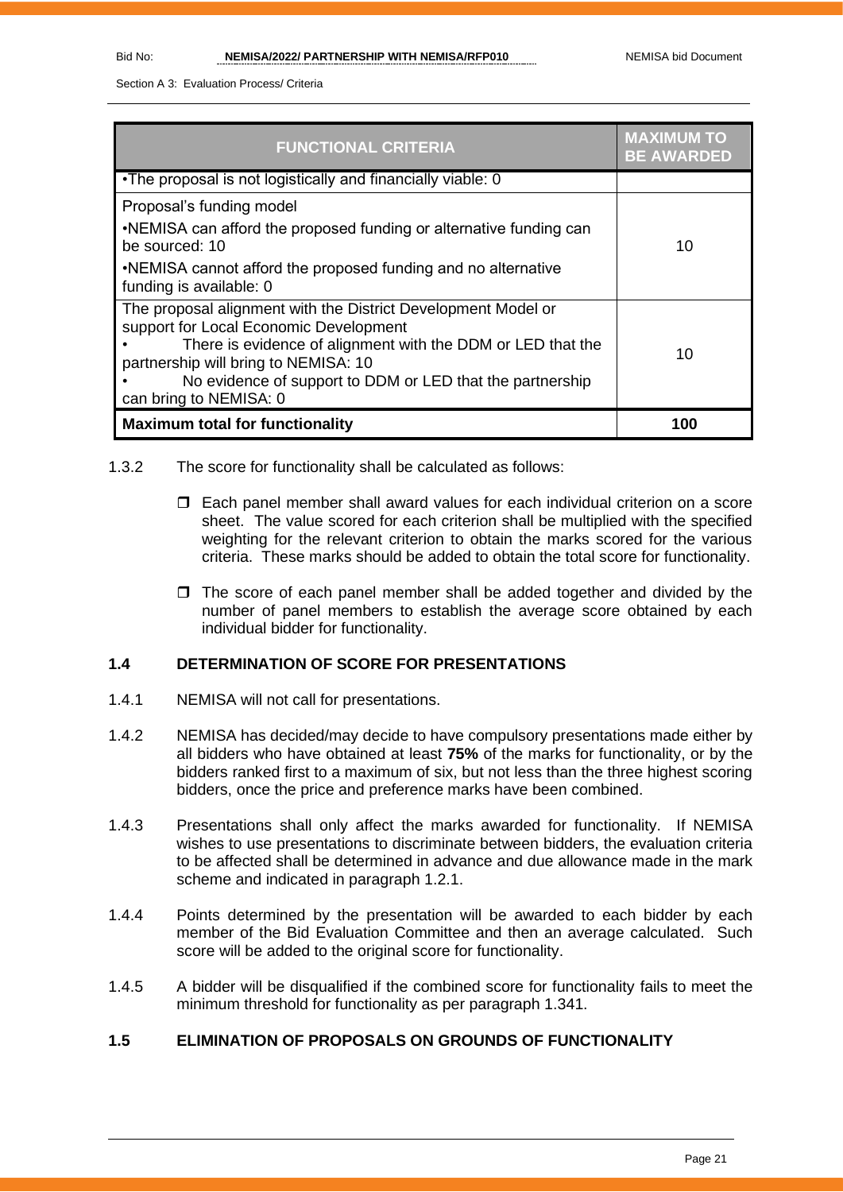| FUNCTIONAL CRITERIA | MAXIMUM TO BE AWARDED |
|---|---|
| •The proposal is not logistically and financially viable: 0 | |
| Proposal's funding model<br>•NEMISA can afford the proposed funding or alternative funding can be sourced: 10<br>•NEMISA cannot afford the proposed funding and no alternative funding is available: 0 | 10 |
| The proposal alignment with the District Development Model or support for Local Economic Development<br>• There is evidence of alignment with the DDM or LED that the partnership will bring to NEMISA: 10<br>• No evidence of support to DDM or LED that the partnership can bring to NEMISA: 0 | 10 |
| **Maximum total for functionality** | **100** |

1.3.2 The score for functionality shall be calculated as follows:

- Each panel member shall award values for each individual criterion on a score sheet. The value scored for each criterion shall be multiplied with the specified weighting for the relevant criterion to obtain the marks scored for the various criteria. These marks should be added to obtain the total score for functionality.
- The score of each panel member shall be added together and divided by the number of panel members to establish the average score obtained by each individual bidder for functionality.

### 1.4 DETERMINATION OF SCORE FOR PRESENTATIONS

1.4.1 NEMISA will not call for presentations.

1.4.2 NEMISA has decided/may decide to have compulsory presentations made either by all bidders who have obtained at least **75%** of the marks for functionality, or by the bidders ranked first to a maximum of six, but not less than the three highest scoring bidders, once the price and preference marks have been combined.

1.4.3 Presentations shall only affect the marks awarded for functionality. If NEMISA wishes to use presentations to discriminate between bidders, the evaluation criteria to be affected shall be determined in advance and due allowance made in the mark scheme and indicated in paragraph 1.2.1.

1.4.4 Points determined by the presentation will be awarded to each bidder by each member of the Bid Evaluation Committee and then an average calculated. Such score will be added to the original score for functionality.

1.4.5 A bidder will be disqualified if the combined score for functionality fails to meet the minimum threshold for functionality as per paragraph 1.341.

### 1.5 ELIMINATION OF PROPOSALS ON GROUNDS OF FUNCTIONALITY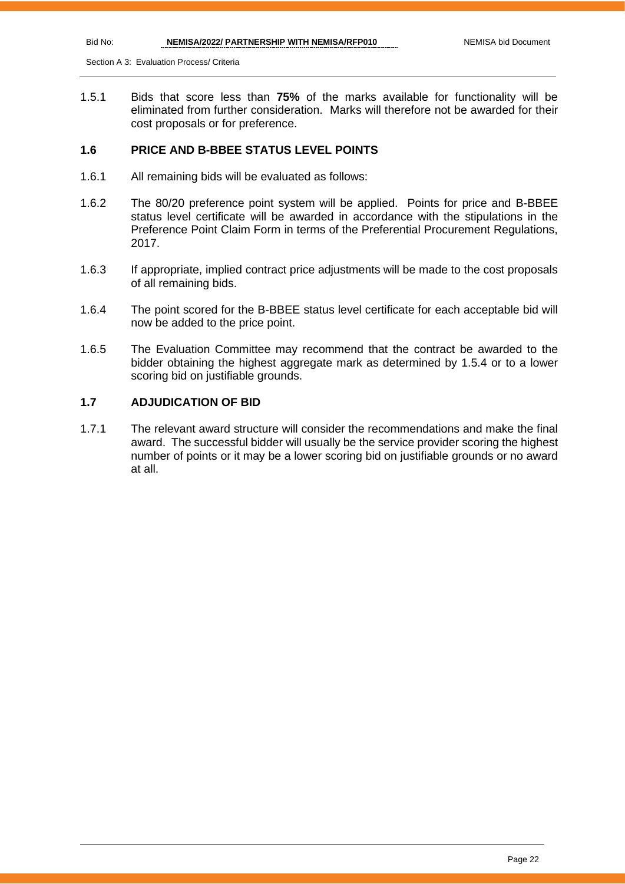1.5.1 Bids that score less than **75%** of the marks available for functionality will be eliminated from further consideration. Marks will therefore not be awarded for their cost proposals or for preference.

## 1.6 PRICE AND B-BBEE STATUS LEVEL POINTS

1.6.1 All remaining bids will be evaluated as follows:

1.6.2 The 80/20 preference point system will be applied. Points for price and B-BBEE status level certificate will be awarded in accordance with the stipulations in the Preference Point Claim Form in terms of the Preferential Procurement Regulations, 2017.

1.6.3 If appropriate, implied contract price adjustments will be made to the cost proposals of all remaining bids.

1.6.4 The point scored for the B-BBEE status level certificate for each acceptable bid will now be added to the price point.

1.6.5 The Evaluation Committee may recommend that the contract be awarded to the bidder obtaining the highest aggregate mark as determined by 1.5.4 or to a lower scoring bid on justifiable grounds.

## 1.7 ADJUDICATION OF BID

1.7.1 The relevant award structure will consider the recommendations and make the final award. The successful bidder will usually be the service provider scoring the highest number of points or it may be a lower scoring bid on justifiable grounds or no award at all.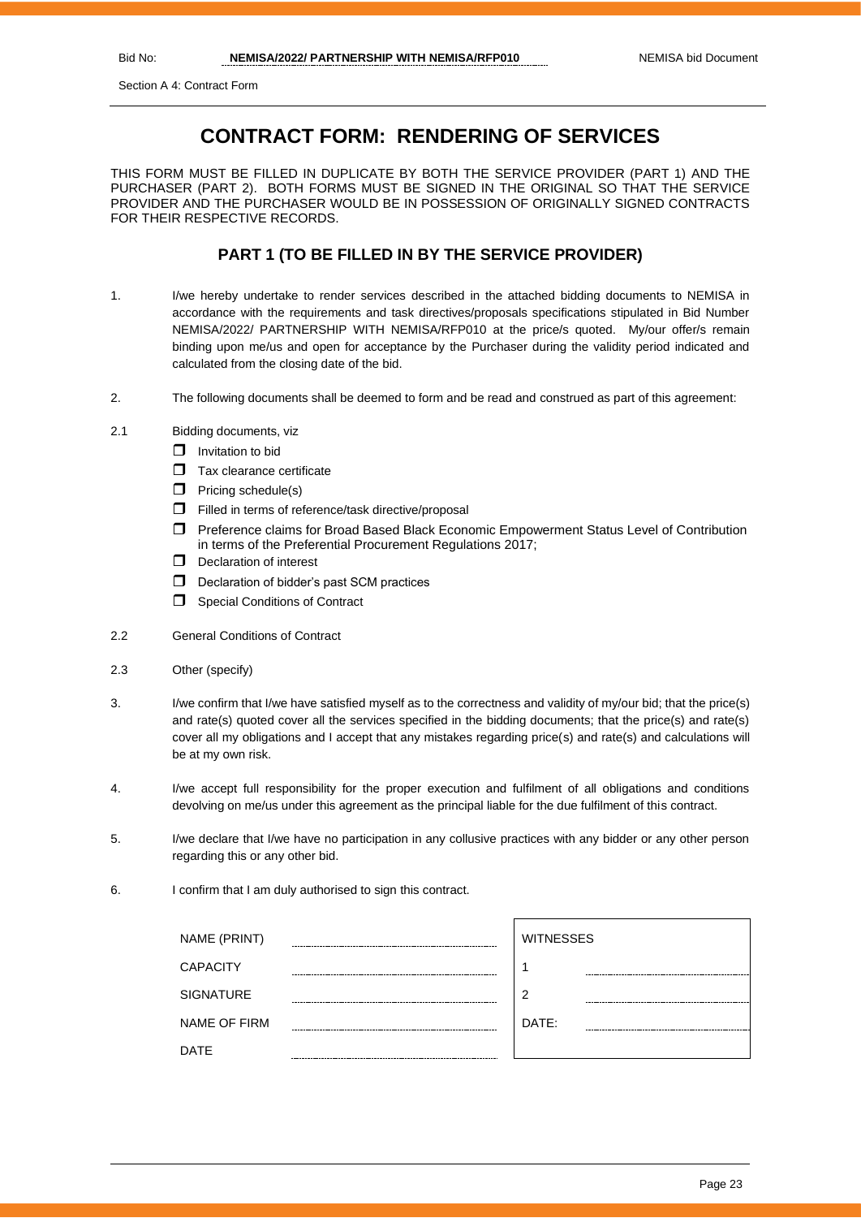Section A 4: Contract Form

# CONTRACT FORM: RENDERING OF SERVICES

THIS FORM MUST BE FILLED IN DUPLICATE BY BOTH THE SERVICE PROVIDER (PART 1) AND THE PURCHASER (PART 2). BOTH FORMS MUST BE SIGNED IN THE ORIGINAL SO THAT THE SERVICE PROVIDER AND THE PURCHASER WOULD BE IN POSSESSION OF ORIGINALLY SIGNED CONTRACTS FOR THEIR RESPECTIVE RECORDS.

## PART 1 (TO BE FILLED IN BY THE SERVICE PROVIDER)

1. I/we hereby undertake to render services described in the attached bidding documents to NEMISA in accordance with the requirements and task directives/proposals specifications stipulated in Bid Number NEMISA/2022/ PARTNERSHIP WITH NEMISA/RFP010 at the price/s quoted. My/our offer/s remain binding upon me/us and open for acceptance by the Purchaser during the validity period indicated and calculated from the closing date of the bid.

2. The following documents shall be deemed to form and be read and construed as part of this agreement:

2.1 Bidding documents, viz

- ☐ Invitation to bid
- ☐ Tax clearance certificate
- ☐ Pricing schedule(s)
- ☐ Filled in terms of reference/task directive/proposal
- ☐ Preference claims for Broad Based Black Economic Empowerment Status Level of Contribution in terms of the Preferential Procurement Regulations 2017;
- ☐ Declaration of interest
- ☐ Declaration of bidder's past SCM practices
- ☐ Special Conditions of Contract

2.2 General Conditions of Contract

2.3 Other (specify)

3. I/we confirm that I/we have satisfied myself as to the correctness and validity of my/our bid; that the price(s) and rate(s) quoted cover all the services specified in the bidding documents; that the price(s) and rate(s) cover all my obligations and I accept that any mistakes regarding price(s) and rate(s) and calculations will be at my own risk.

4. I/we accept full responsibility for the proper execution and fulfilment of all obligations and conditions devolving on me/us under this agreement as the principal liable for the due fulfilment of this contract.

5. I/we declare that I/we have no participation in any collusive practices with any bidder or any other person regarding this or any other bid.

6. I confirm that I am duly authorised to sign this contract.

| | | WITNESSES | |
|---|---|---|---|
| NAME (PRINT) | ........................ | 1 | ........................ |
| CAPACITY | ........................ | 2 | ........................ |
| SIGNATURE | ........................ | DATE: | ........................ |
| NAME OF FIRM | ........................ | | |
| DATE | ........................ | | |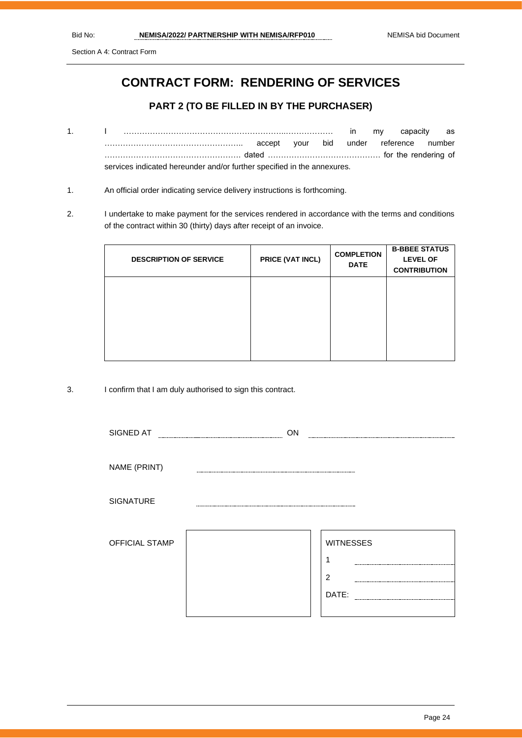Section A 4: Contract Form

# CONTRACT FORM: RENDERING OF SERVICES

## PART 2 (TO BE FILLED IN BY THE PURCHASER)

1. I ……………………………………………………..……………… in my capacity as …………………………………………….. accept your bid under reference number ……………………………………………. dated ……………………………………. for the rendering of services indicated hereunder and/or further specified in the annexures.

1. An official order indicating service delivery instructions is forthcoming.

2. I undertake to make payment for the services rendered in accordance with the terms and conditions of the contract within 30 (thirty) days after receipt of an invoice.

| DESCRIPTION OF SERVICE | PRICE (VAT INCL) | COMPLETION DATE | B-BBEE STATUS LEVEL OF CONTRIBUTION |
|---|---|---|---|
| | | | |

3. I confirm that I am duly authorised to sign this contract.

SIGNED AT ………………………………… ON …………………………………

NAME (PRINT) …………………………………

SIGNATURE …………………………………

OFFICIAL STAMP

WITNESSES

1 …………………………………

2 …………………………………

DATE: …………………………………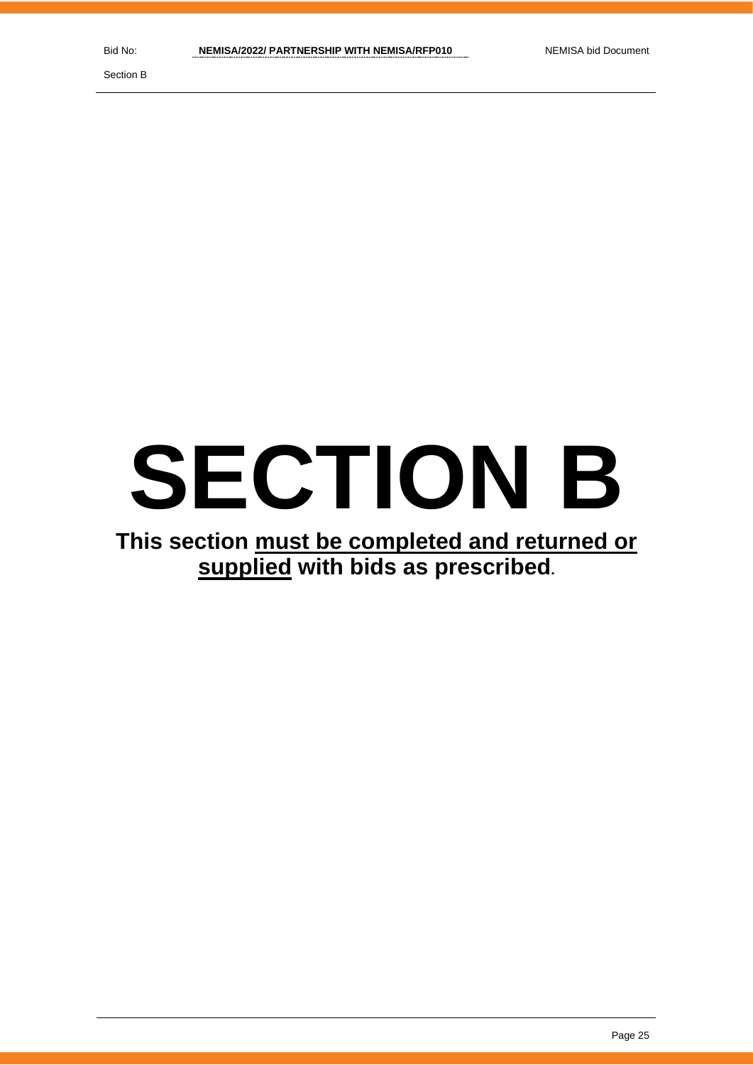# SECTION B

**This section must be completed and returned or supplied with bids as prescribed.**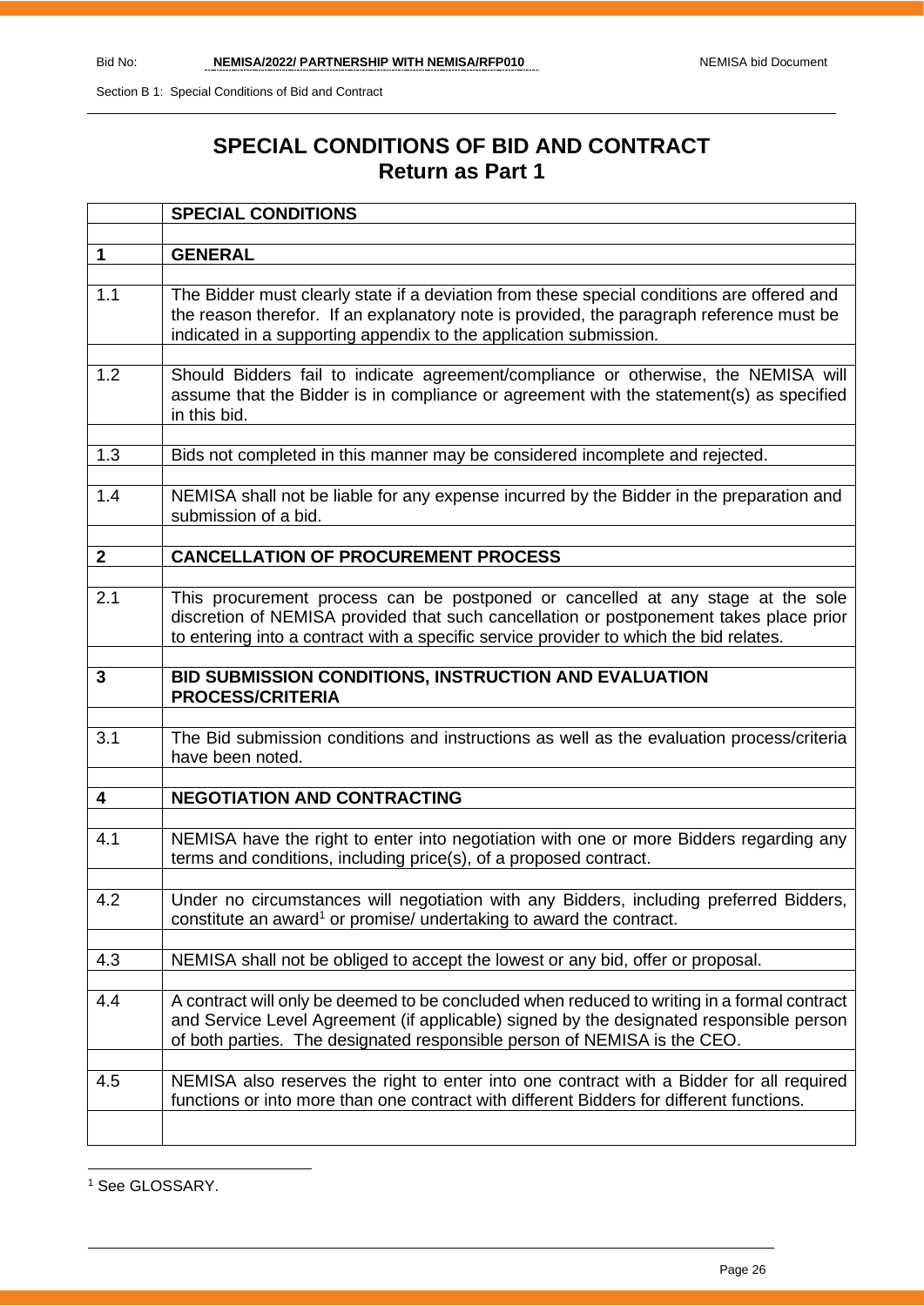# SPECIAL CONDITIONS OF BID AND CONTRACT
## Return as Part 1

| | SPECIAL CONDITIONS |
|---|---|
| | |
| **1** | **GENERAL** |
| | |
| 1.1 | The Bidder must clearly state if a deviation from these special conditions are offered and the reason therefor. If an explanatory note is provided, the paragraph reference must be indicated in a supporting appendix to the application submission. |
| | |
| 1.2 | Should Bidders fail to indicate agreement/compliance or otherwise, the NEMISA will assume that the Bidder is in compliance or agreement with the statement(s) as specified in this bid. |
| | |
| 1.3 | Bids not completed in this manner may be considered incomplete and rejected. |
| | |
| 1.4 | NEMISA shall not be liable for any expense incurred by the Bidder in the preparation and submission of a bid. |
| | |
| **2** | **CANCELLATION OF PROCUREMENT PROCESS** |
| | |
| 2.1 | This procurement process can be postponed or cancelled at any stage at the sole discretion of NEMISA provided that such cancellation or postponement takes place prior to entering into a contract with a specific service provider to which the bid relates. |
| | |
| **3** | **BID SUBMISSION CONDITIONS, INSTRUCTION AND EVALUATION PROCESS/CRITERIA** |
| | |
| 3.1 | The Bid submission conditions and instructions as well as the evaluation process/criteria have been noted. |
| | |
| **4** | **NEGOTIATION AND CONTRACTING** |
| | |
| 4.1 | NEMISA have the right to enter into negotiation with one or more Bidders regarding any terms and conditions, including price(s), of a proposed contract. |
| | |
| 4.2 | Under no circumstances will negotiation with any Bidders, including preferred Bidders, constitute an award[1] or promise/ undertaking to award the contract. |
| | |
| 4.3 | NEMISA shall not be obliged to accept the lowest or any bid, offer or proposal. |
| | |
| 4.4 | A contract will only be deemed to be concluded when reduced to writing in a formal contract and Service Level Agreement (if applicable) signed by the designated responsible person of both parties. The designated responsible person of NEMISA is the CEO. |
| | |
| 4.5 | NEMISA also reserves the right to enter into one contract with a Bidder for all required functions or into more than one contract with different Bidders for different functions. |
| | |

[1] See GLOSSARY.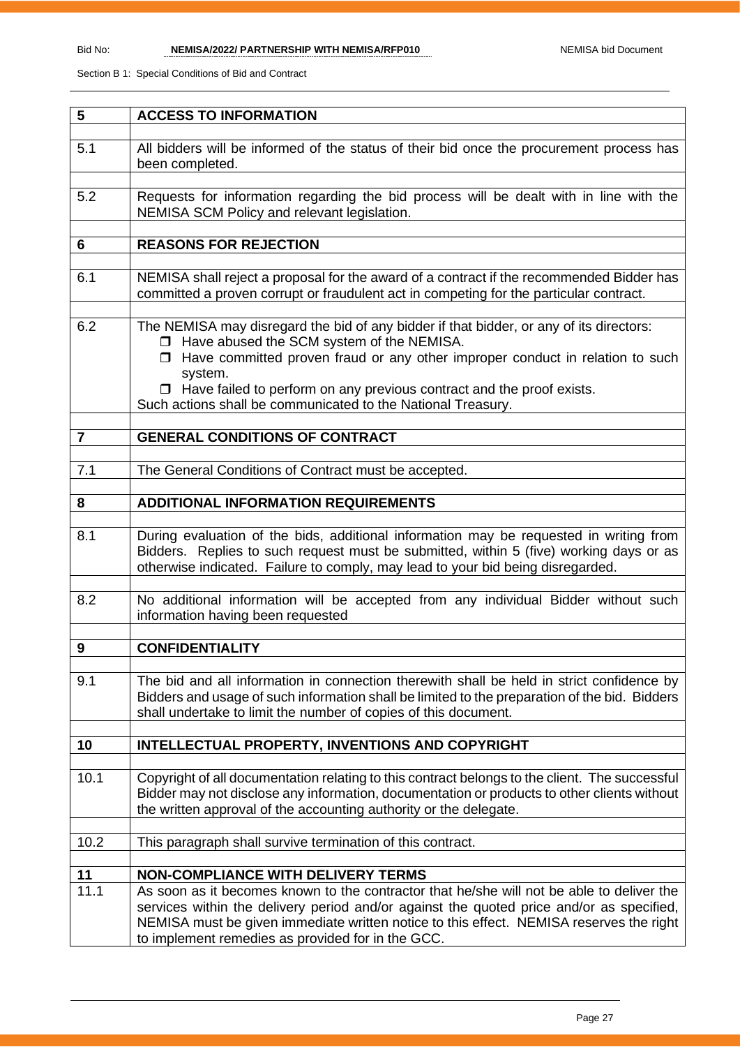Section B 1: Special Conditions of Bid and Contract

| | |
|---|---|
| **5** | **ACCESS TO INFORMATION** |
| 5.1 | All bidders will be informed of the status of their bid once the procurement process has been completed. |
| 5.2 | Requests for information regarding the bid process will be dealt with in line with the NEMISA SCM Policy and relevant legislation. |
| **6** | **REASONS FOR REJECTION** |
| 6.1 | NEMISA shall reject a proposal for the award of a contract if the recommended Bidder has committed a proven corrupt or fraudulent act in competing for the particular contract. |
| 6.2 | The NEMISA may disregard the bid of any bidder if that bidder, or any of its directors:<br>☐ Have abused the SCM system of the NEMISA.<br>☐ Have committed proven fraud or any other improper conduct in relation to such system.<br>☐ Have failed to perform on any previous contract and the proof exists.<br>Such actions shall be communicated to the National Treasury. |
| **7** | **GENERAL CONDITIONS OF CONTRACT** |
| 7.1 | The General Conditions of Contract must be accepted. |
| **8** | **ADDITIONAL INFORMATION REQUIREMENTS** |
| 8.1 | During evaluation of the bids, additional information may be requested in writing from Bidders. Replies to such request must be submitted, within 5 (five) working days or as otherwise indicated. Failure to comply, may lead to your bid being disregarded. |
| 8.2 | No additional information will be accepted from any individual Bidder without such information having been requested |
| **9** | **CONFIDENTIALITY** |
| 9.1 | The bid and all information in connection therewith shall be held in strict confidence by Bidders and usage of such information shall be limited to the preparation of the bid. Bidders shall undertake to limit the number of copies of this document. |
| **10** | **INTELLECTUAL PROPERTY, INVENTIONS AND COPYRIGHT** |
| 10.1 | Copyright of all documentation relating to this contract belongs to the client. The successful Bidder may not disclose any information, documentation or products to other clients without the written approval of the accounting authority or the delegate. |
| 10.2 | This paragraph shall survive termination of this contract. |
| **11** | **NON-COMPLIANCE WITH DELIVERY TERMS** |
| 11.1 | As soon as it becomes known to the contractor that he/she will not be able to deliver the services within the delivery period and/or against the quoted price and/or as specified, NEMISA must be given immediate written notice to this effect. NEMISA reserves the right to implement remedies as provided for in the GCC. |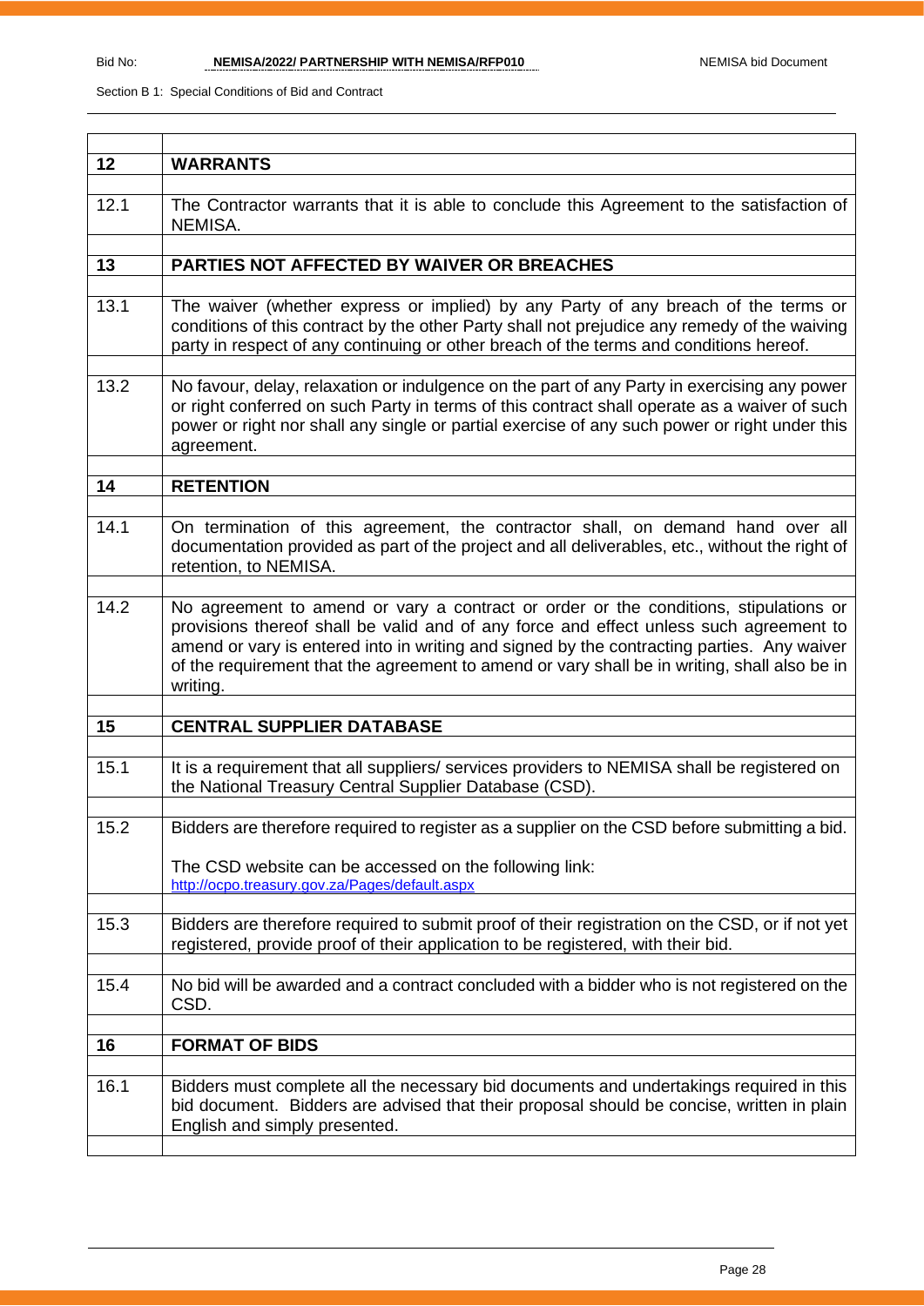| | |
|---|---|
| **12** | **WARRANTS** |
| 12.1 | The Contractor warrants that it is able to conclude this Agreement to the satisfaction of NEMISA. |
| **13** | **PARTIES NOT AFFECTED BY WAIVER OR BREACHES** |
| 13.1 | The waiver (whether express or implied) by any Party of any breach of the terms or conditions of this contract by the other Party shall not prejudice any remedy of the waiving party in respect of any continuing or other breach of the terms and conditions hereof. |
| 13.2 | No favour, delay, relaxation or indulgence on the part of any Party in exercising any power or right conferred on such Party in terms of this contract shall operate as a waiver of such power or right nor shall any single or partial exercise of any such power or right under this agreement. |
| **14** | **RETENTION** |
| 14.1 | On termination of this agreement, the contractor shall, on demand hand over all documentation provided as part of the project and all deliverables, etc., without the right of retention, to NEMISA. |
| 14.2 | No agreement to amend or vary a contract or order or the conditions, stipulations or provisions thereof shall be valid and of any force and effect unless such agreement to amend or vary is entered into in writing and signed by the contracting parties. Any waiver of the requirement that the agreement to amend or vary shall be in writing, shall also be in writing. |
| **15** | **CENTRAL SUPPLIER DATABASE** |
| 15.1 | It is a requirement that all suppliers/ services providers to NEMISA shall be registered on the National Treasury Central Supplier Database (CSD). |
| 15.2 | Bidders are therefore required to register as a supplier on the CSD before submitting a bid.<br><br>The CSD website can be accessed on the following link:<br>http://ocpo.treasury.gov.za/Pages/default.aspx |
| 15.3 | Bidders are therefore required to submit proof of their registration on the CSD, or if not yet registered, provide proof of their application to be registered, with their bid. |
| 15.4 | No bid will be awarded and a contract concluded with a bidder who is not registered on the CSD. |
| **16** | **FORMAT OF BIDS** |
| 16.1 | Bidders must complete all the necessary bid documents and undertakings required in this bid document. Bidders are advised that their proposal should be concise, written in plain English and simply presented. |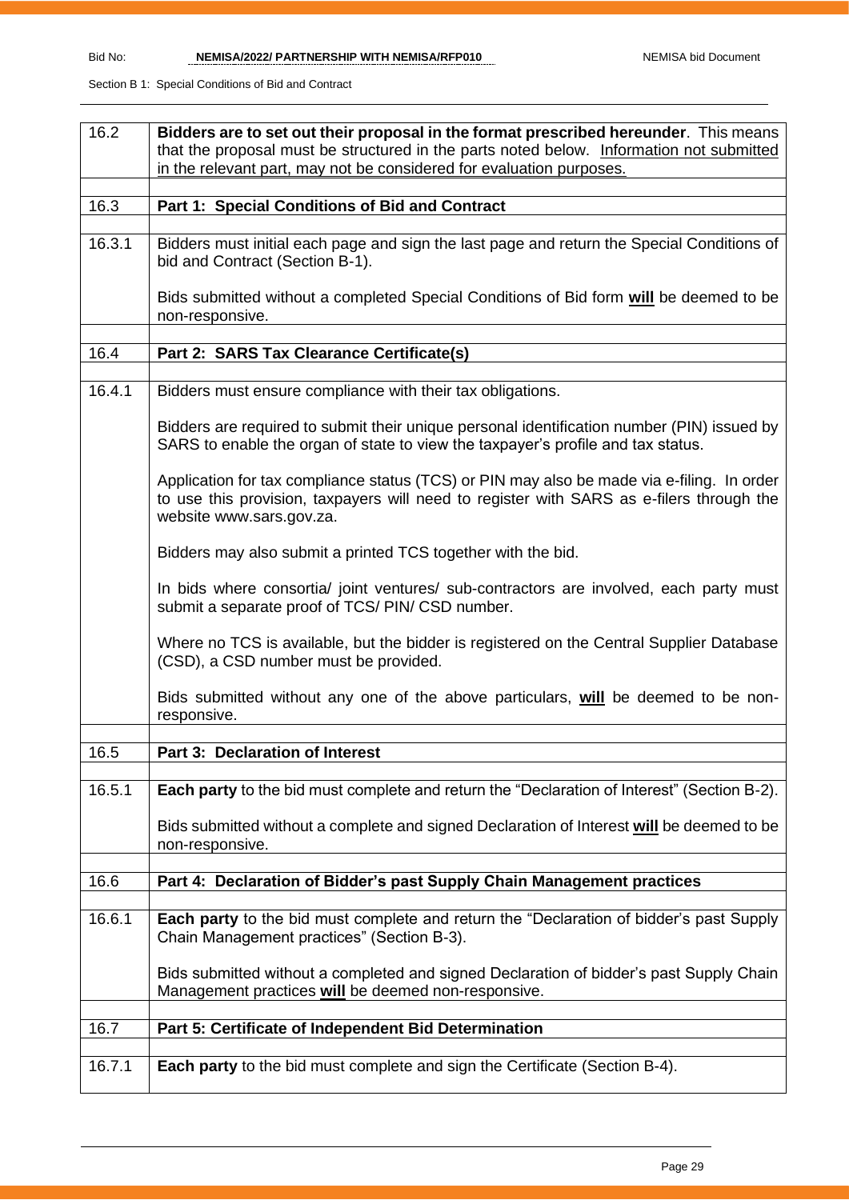| 16.2 | **Bidders are to set out their proposal in the format prescribed hereunder**. This means that the proposal must be structured in the parts noted below. Information not submitted in the relevant part, may not be considered for evaluation purposes. |
|---|---|
| | |
| 16.3 | **Part 1: Special Conditions of Bid and Contract** |
| | |
| 16.3.1 | Bidders must initial each page and sign the last page and return the Special Conditions of bid and Contract (Section B-1).<br><br>Bids submitted without a completed Special Conditions of Bid form **will** be deemed to be non-responsive. |
| | |
| 16.4 | **Part 2: SARS Tax Clearance Certificate(s)** |
| | |
| 16.4.1 | Bidders must ensure compliance with their tax obligations.<br><br>Bidders are required to submit their unique personal identification number (PIN) issued by SARS to enable the organ of state to view the taxpayer's profile and tax status.<br><br>Application for tax compliance status (TCS) or PIN may also be made via e-filing. In order to use this provision, taxpayers will need to register with SARS as e-filers through the website www.sars.gov.za.<br><br>Bidders may also submit a printed TCS together with the bid.<br><br>In bids where consortia/ joint ventures/ sub-contractors are involved, each party must submit a separate proof of TCS/ PIN/ CSD number.<br><br>Where no TCS is available, but the bidder is registered on the Central Supplier Database (CSD), a CSD number must be provided.<br><br>Bids submitted without any one of the above particulars, **will** be deemed to be non-responsive. |
| | |
| 16.5 | **Part 3: Declaration of Interest** |
| | |
| 16.5.1 | **Each party** to the bid must complete and return the "Declaration of Interest" (Section B-2).<br><br>Bids submitted without a complete and signed Declaration of Interest **will** be deemed to be non-responsive. |
| | |
| 16.6 | **Part 4: Declaration of Bidder's past Supply Chain Management practices** |
| | |
| 16.6.1 | **Each party** to the bid must complete and return the "Declaration of bidder's past Supply Chain Management practices" (Section B-3).<br><br>Bids submitted without a completed and signed Declaration of bidder's past Supply Chain Management practices **will** be deemed non-responsive. |
| | |
| 16.7 | **Part 5: Certificate of Independent Bid Determination** |
| | |
| 16.7.1 | **Each party** to the bid must complete and sign the Certificate (Section B-4). |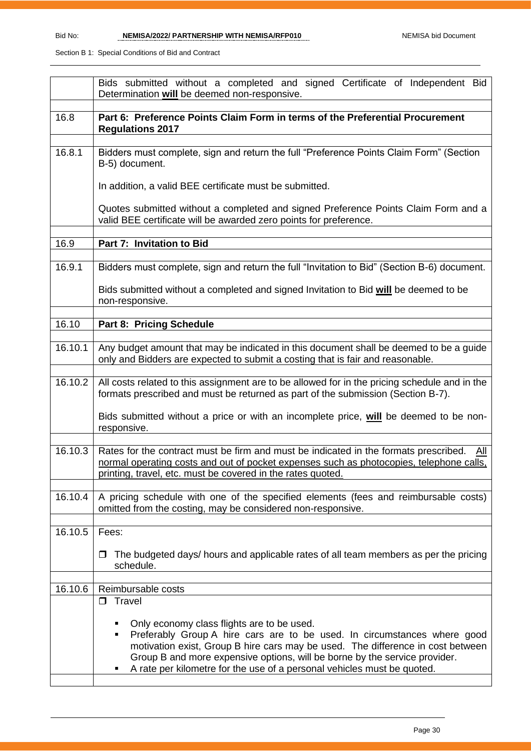| | |
|---|---|
| | Bids submitted without a completed and signed Certificate of Independent Bid Determination **will** be deemed non-responsive. |
| | |
| 16.8 | **Part 6: Preference Points Claim Form in terms of the Preferential Procurement Regulations 2017** |
| | |
| 16.8.1 | Bidders must complete, sign and return the full "Preference Points Claim Form" (Section B-5) document.<br><br>In addition, a valid BEE certificate must be submitted.<br><br>Quotes submitted without a completed and signed Preference Points Claim Form and a valid BEE certificate will be awarded zero points for preference. |
| | |
| 16.9 | **Part 7: Invitation to Bid** |
| | |
| 16.9.1 | Bidders must complete, sign and return the full "Invitation to Bid" (Section B-6) document.<br><br>Bids submitted without a completed and signed Invitation to Bid **will** be deemed to be non-responsive. |
| | |
| 16.10 | **Part 8: Pricing Schedule** |
| | |
| 16.10.1 | Any budget amount that may be indicated in this document shall be deemed to be a guide only and Bidders are expected to submit a costing that is fair and reasonable. |
| | |
| 16.10.2 | All costs related to this assignment are to be allowed for in the pricing schedule and in the formats prescribed and must be returned as part of the submission (Section B-7).<br><br>Bids submitted without a price or with an incomplete price, **will** be deemed to be non-responsive. |
| | |
| 16.10.3 | Rates for the contract must be firm and must be indicated in the formats prescribed. <u>All normal operating costs and out of pocket expenses such as photocopies, telephone calls, printing, travel, etc. must be covered in the rates quoted.</u> |
| | |
| 16.10.4 | A pricing schedule with one of the specified elements (fees and reimbursable costs) omitted from the costing, may be considered non-responsive. |
| | |
| 16.10.5 | Fees:<br><br>❒ The budgeted days/ hours and applicable rates of all team members as per the pricing schedule. |
| | |
| 16.10.6 | Reimbursable costs |
| | ❒ Travel<br><br>▪ Only economy class flights are to be used.<br>▪ Preferably Group A hire cars are to be used. In circumstances where good motivation exist, Group B hire cars may be used. The difference in cost between Group B and more expensive options, will be borne by the service provider.<br>▪ A rate per kilometre for the use of a personal vehicles must be quoted. |
| | |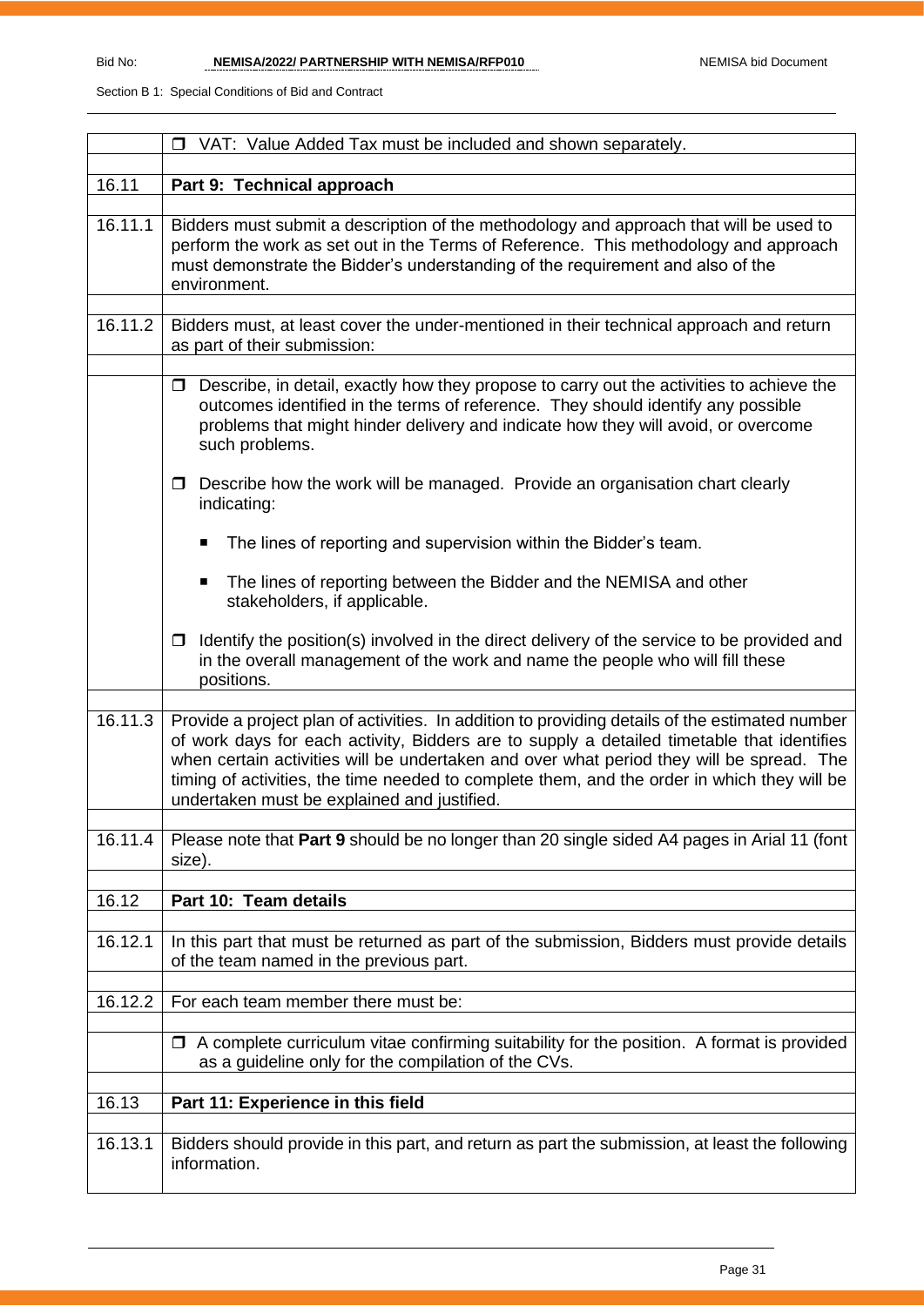|  |  |
| --- | --- |
|  | ❒ VAT: Value Added Tax must be included and shown separately. |
| 16.11 | **Part 9: Technical approach** |
| 16.11.1 | Bidders must submit a description of the methodology and approach that will be used to perform the work as set out in the Terms of Reference. This methodology and approach must demonstrate the Bidder's understanding of the requirement and also of the environment. |
| 16.11.2 | Bidders must, at least cover the under-mentioned in their technical approach and return as part of their submission: |
|  | ❒ Describe, in detail, exactly how they propose to carry out the activities to achieve the outcomes identified in the terms of reference. They should identify any possible problems that might hinder delivery and indicate how they will avoid, or overcome such problems.<br><br>❒ Describe how the work will be managed. Provide an organisation chart clearly indicating:<br><br>■ The lines of reporting and supervision within the Bidder's team.<br><br>■ The lines of reporting between the Bidder and the NEMISA and other stakeholders, if applicable.<br><br>❒ Identify the position(s) involved in the direct delivery of the service to be provided and in the overall management of the work and name the people who will fill these positions. |
| 16.11.3 | Provide a project plan of activities. In addition to providing details of the estimated number of work days for each activity, Bidders are to supply a detailed timetable that identifies when certain activities will be undertaken and over what period they will be spread. The timing of activities, the time needed to complete them, and the order in which they will be undertaken must be explained and justified. |
| 16.11.4 | Please note that **Part 9** should be no longer than 20 single sided A4 pages in Arial 11 (font size). |
| 16.12 | **Part 10: Team details** |
| 16.12.1 | In this part that must be returned as part of the submission, Bidders must provide details of the team named in the previous part. |
| 16.12.2 | For each team member there must be: |
|  | ❒ A complete curriculum vitae confirming suitability for the position. A format is provided as a guideline only for the compilation of the CVs. |
| 16.13 | **Part 11: Experience in this field** |
| 16.13.1 | Bidders should provide in this part, and return as part the submission, at least the following information. |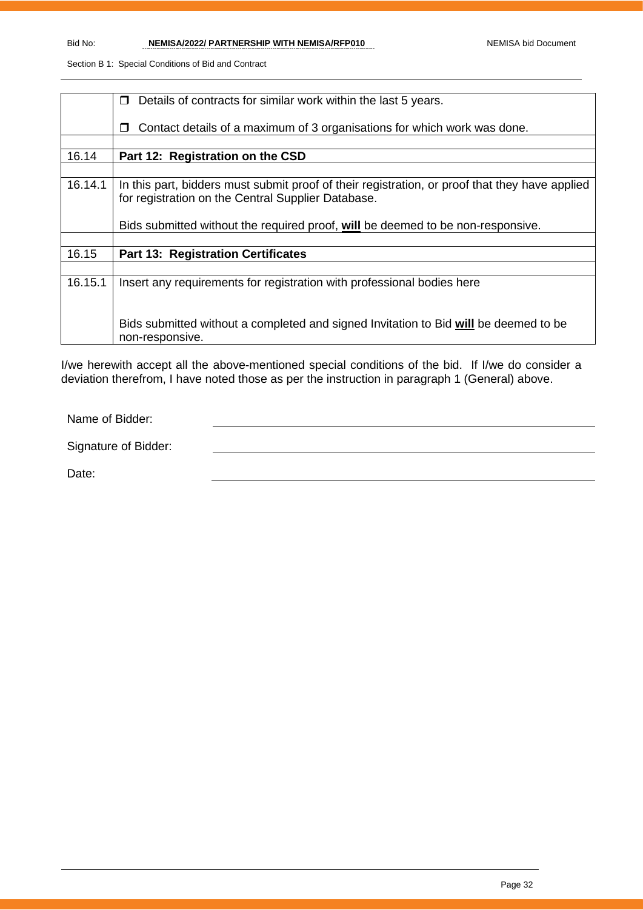|  |  |
|---|---|
|  | ☐ Details of contracts for similar work within the last 5 years.<br><br>☐ Contact details of a maximum of 3 organisations for which work was done. |
|  |  |
| 16.14 | **Part 12: Registration on the CSD** |
|  |  |
| 16.14.1 | In this part, bidders must submit proof of their registration, or proof that they have applied for registration on the Central Supplier Database.<br><br>Bids submitted without the required proof, **will** be deemed to be non-responsive. |
|  |  |
| 16.15 | **Part 13: Registration Certificates** |
|  |  |
| 16.15.1 | Insert any requirements for registration with professional bodies here<br><br>Bids submitted without a completed and signed Invitation to Bid **will** be deemed to be non-responsive. |

I/we herewith accept all the above-mentioned special conditions of the bid. If I/we do consider a deviation therefrom, I have noted those as per the instruction in paragraph 1 (General) above.

Name of Bidder: ______________________________

Signature of Bidder: ______________________________

Date: ______________________________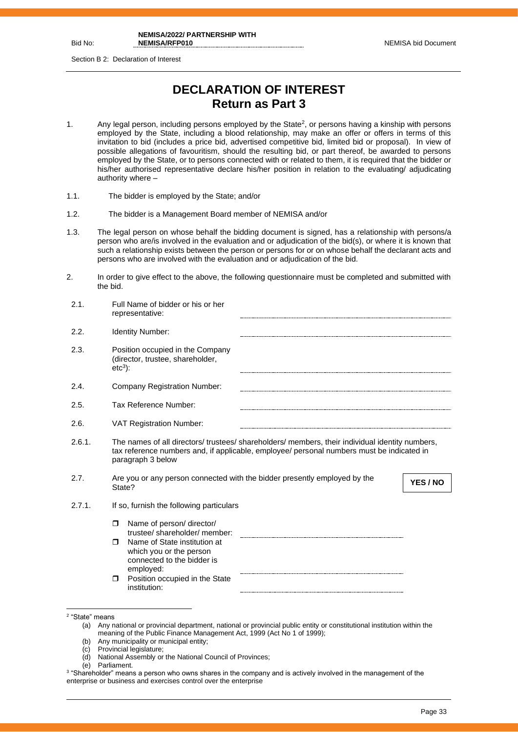Section B 2: Declaration of Interest

# DECLARATION OF INTEREST
## Return as Part 3

1. Any legal person, including persons employed by the State[2], or persons having a kinship with persons employed by the State, including a blood relationship, may make an offer or offers in terms of this invitation to bid (includes a price bid, advertised competitive bid, limited bid or proposal). In view of possible allegations of favouritism, should the resulting bid, or part thereof, be awarded to persons employed by the State, or to persons connected with or related to them, it is required that the bidder or his/her authorised representative declare his/her position in relation to the evaluating/ adjudicating authority where –

1.1. The bidder is employed by the State; and/or

1.2. The bidder is a Management Board member of NEMISA and/or

1.3. The legal person on whose behalf the bidding document is signed, has a relationship with persons/a person who are/is involved in the evaluation and or adjudication of the bid(s), or where it is known that such a relationship exists between the person or persons for or on whose behalf the declarant acts and persons who are involved with the evaluation and or adjudication of the bid.

2. In order to give effect to the above, the following questionnaire must be completed and submitted with the bid.

2.1. Full Name of bidder or his or her representative: ..............................

2.2. Identity Number: ..............................

2.3. Position occupied in the Company (director, trustee, shareholder, etc[3]): ..............................

2.4. Company Registration Number: ..............................

2.5. Tax Reference Number: ..............................

2.6. VAT Registration Number: ..............................

2.6.1. The names of all directors/ trustees/ shareholders/ members, their individual identity numbers, tax reference numbers and, if applicable, employee/ personal numbers must be indicated in paragraph 3 below

2.7. Are you or any person connected with the bidder presently employed by the State? **YES / NO**

2.7.1. If so, furnish the following particulars

- ☐ Name of person/ director/ trustee/ shareholder/ member: ..............................
- ☐ Name of State institution at which you or the person connected to the bidder is employed: ..............................
- ☐ Position occupied in the State institution: ..............................

---

[2] "State" means

(a) Any national or provincial department, national or provincial public entity or constitutional institution within the meaning of the Public Finance Management Act, 1999 (Act No 1 of 1999);
(b) Any municipality or municipal entity;
(c) Provincial legislature;
(d) National Assembly or the National Council of Provinces;
(e) Parliament.

[3] "Shareholder" means a person who owns shares in the company and is actively involved in the management of the enterprise or business and exercises control over the enterprise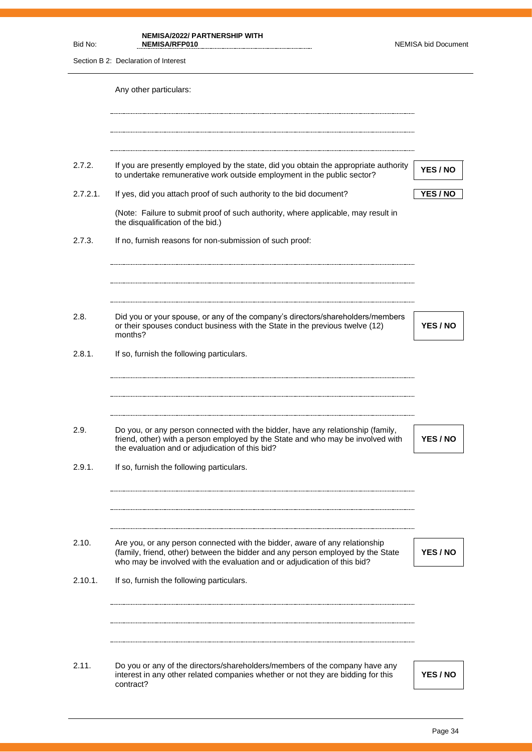Any other particulars:

...............................................................................................................................

...............................................................................................................................

...............................................................................................................................

2.7.2. If you are presently employed by the state, did you obtain the appropriate authority to undertake remunerative work outside employment in the public sector? **YES / NO**

2.7.2.1. If yes, did you attach proof of such authority to the bid document? **YES / NO**

(Note: Failure to submit proof of such authority, where applicable, may result in the disqualification of the bid.)

2.7.3. If no, furnish reasons for non-submission of such proof:

...............................................................................................................................

...............................................................................................................................

...............................................................................................................................

2.8. Did you or your spouse, or any of the company's directors/shareholders/members or their spouses conduct business with the State in the previous twelve (12) months? **YES / NO**

2.8.1. If so, furnish the following particulars.

...............................................................................................................................

...............................................................................................................................

...............................................................................................................................

2.9. Do you, or any person connected with the bidder, have any relationship (family, friend, other) with a person employed by the State and who may be involved with the evaluation and or adjudication of this bid? **YES / NO**

2.9.1. If so, furnish the following particulars.

...............................................................................................................................

...............................................................................................................................

...............................................................................................................................

2.10. Are you, or any person connected with the bidder, aware of any relationship (family, friend, other) between the bidder and any person employed by the State who may be involved with the evaluation and or adjudication of this bid? **YES / NO**

2.10.1. If so, furnish the following particulars.

...............................................................................................................................

...............................................................................................................................

...............................................................................................................................

2.11. Do you or any of the directors/shareholders/members of the company have any interest in any other related companies whether or not they are bidding for this contract? **YES / NO**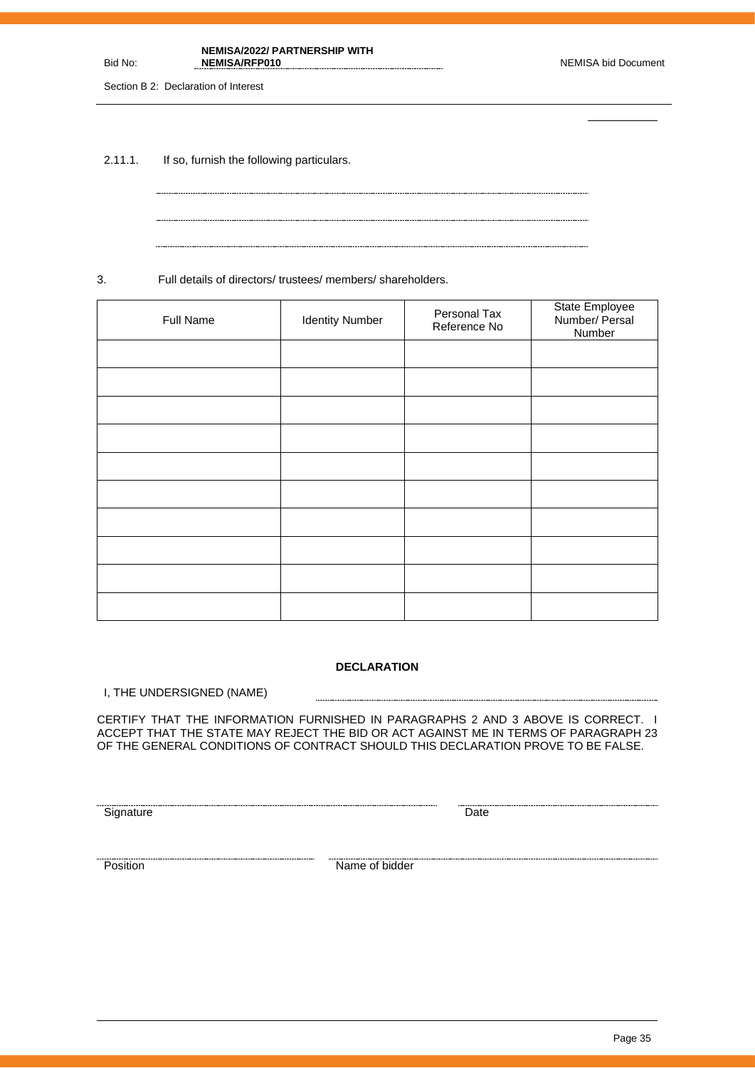2.11.1. If so, furnish the following particulars.

..............................................................................................................................................

..............................................................................................................................................

..............................................................................................................................................

3. Full details of directors/ trustees/ members/ shareholders.

| Full Name | Identity Number | Personal Tax Reference No | State Employee Number/ Persal Number |
|---|---|---|---|
| | | | |
| | | | |
| | | | |
| | | | |
| | | | |
| | | | |
| | | | |
| | | | |
| | | | |
| | | | |

**DECLARATION**

I, THE UNDERSIGNED (NAME) ..............................................................................................................

CERTIFY THAT THE INFORMATION FURNISHED IN PARAGRAPHS 2 AND 3 ABOVE IS CORRECT. I ACCEPT THAT THE STATE MAY REJECT THE BID OR ACT AGAINST ME IN TERMS OF PARAGRAPH 23 OF THE GENERAL CONDITIONS OF CONTRACT SHOULD THIS DECLARATION PROVE TO BE FALSE.

.............................................................................................................. ..............................................................

Signature Date

.............................................................................................. ..............................................................................................

Position Name of bidder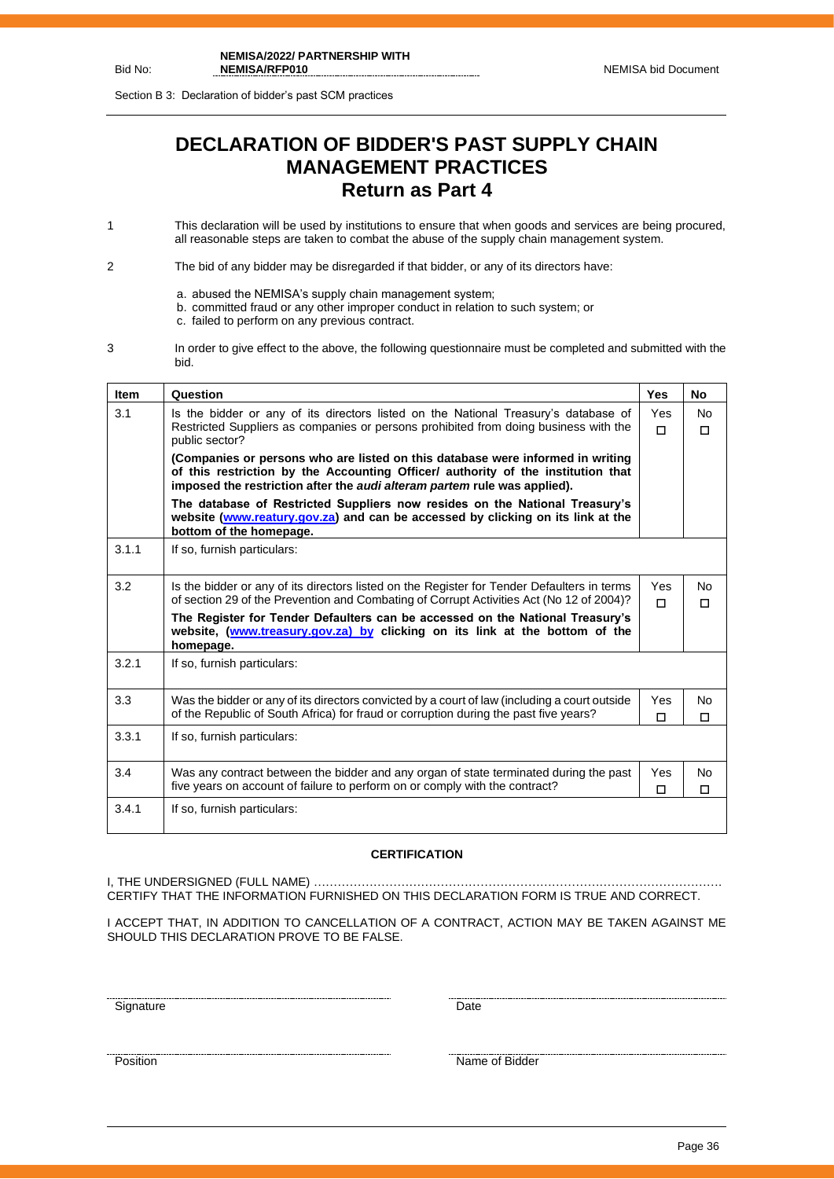Section B 3: Declaration of bidder's past SCM practices

# DECLARATION OF BIDDER'S PAST SUPPLY CHAIN MANAGEMENT PRACTICES

## Return as Part 4

1. This declaration will be used by institutions to ensure that when goods and services are being procured, all reasonable steps are taken to combat the abuse of the supply chain management system.

2. The bid of any bidder may be disregarded if that bidder, or any of its directors have:

   a. abused the NEMISA's supply chain management system;
   b. committed fraud or any other improper conduct in relation to such system; or
   c. failed to perform on any previous contract.

3. In order to give effect to the above, the following questionnaire must be completed and submitted with the bid.

| Item | Question | Yes | No |
|---|---|---|---|
| 3.1 | Is the bidder or any of its directors listed on the National Treasury's database of Restricted Suppliers as companies or persons prohibited from doing business with the public sector? **(Companies or persons who are listed on this database were informed in writing of this restriction by the Accounting Officer/ authority of the institution that imposed the restriction after the *audi alteram partem* rule was applied).** **The database of Restricted Suppliers now resides on the National Treasury's website ([www.reatury.gov.za](www.reatury.gov.za)) and can be accessed by clicking on its link at the bottom of the homepage.** | Yes ☐ | No ☐ |
| 3.1.1 | If so, furnish particulars: | | |
| 3.2 | Is the bidder or any of its directors listed on the Register for Tender Defaulters in terms of section 29 of the Prevention and Combating of Corrupt Activities Act (No 12 of 2004)? **The Register for Tender Defaulters can be accessed on the National Treasury's website, ([www.treasury.gov.za](www.treasury.gov.za)) by clicking on its link at the bottom of the homepage.** | Yes ☐ | No ☐ |
| 3.2.1 | If so, furnish particulars: | | |
| 3.3 | Was the bidder or any of its directors convicted by a court of law (including a court outside of the Republic of South Africa) for fraud or corruption during the past five years? | Yes ☐ | No ☐ |
| 3.3.1 | If so, furnish particulars: | | |
| 3.4 | Was any contract between the bidder and any organ of state terminated during the past five years on account of failure to perform on or comply with the contract? | Yes ☐ | No ☐ |
| 3.4.1 | If so, furnish particulars: | | |

**CERTIFICATION**

I, THE UNDERSIGNED (FULL NAME) …………………………………………………………………………………………
CERTIFY THAT THE INFORMATION FURNISHED ON THIS DECLARATION FORM IS TRUE AND CORRECT.

I ACCEPT THAT, IN ADDITION TO CANCELLATION OF A CONTRACT, ACTION MAY BE TAKEN AGAINST ME SHOULD THIS DECLARATION PROVE TO BE FALSE.

| | |
|---|---|
| ……………………………… | ……………………………… |
| Signature | Date |
| ……………………………… | ……………………………… |
| Position | Name of Bidder |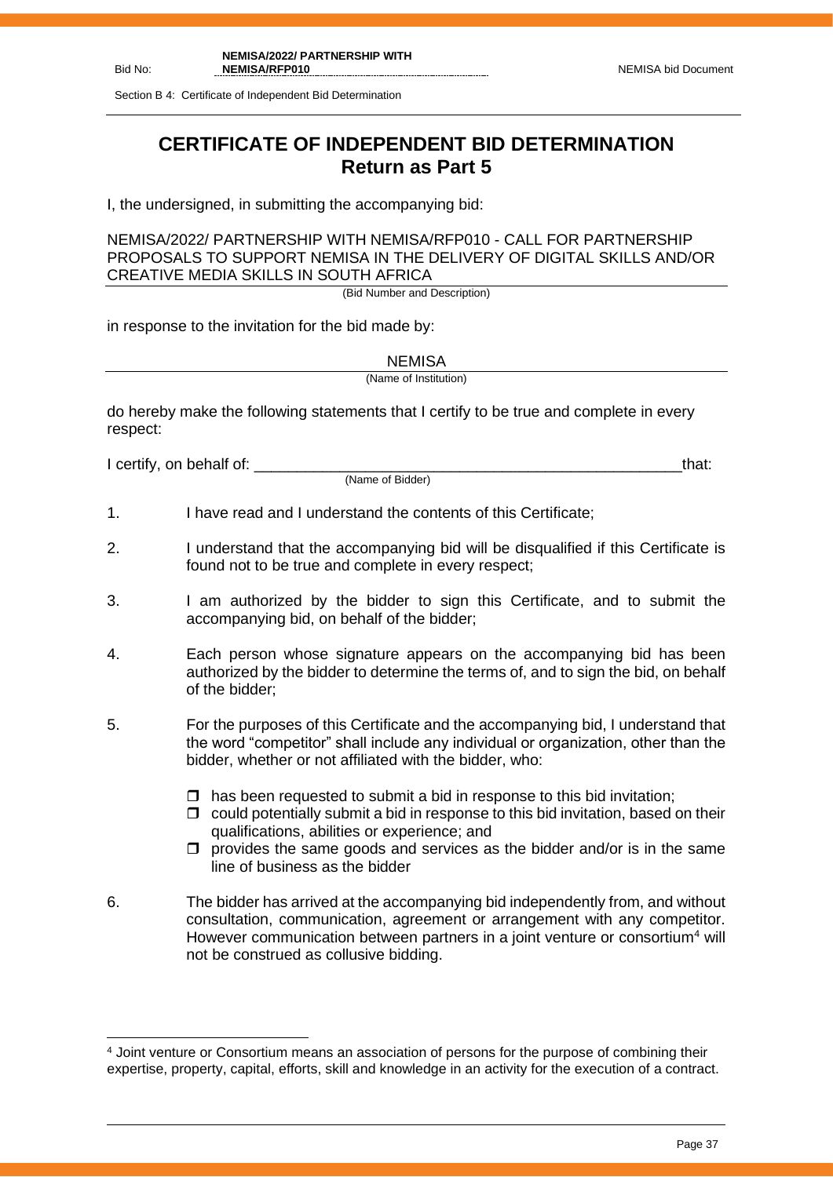Section B 4: Certificate of Independent Bid Determination

# CERTIFICATE OF INDEPENDENT BID DETERMINATION
## Return as Part 5

I, the undersigned, in submitting the accompanying bid:

NEMISA/2022/ PARTNERSHIP WITH NEMISA/RFP010 - CALL FOR PARTNERSHIP PROPOSALS TO SUPPORT NEMISA IN THE DELIVERY OF DIGITAL SKILLS AND/OR CREATIVE MEDIA SKILLS IN SOUTH AFRICA

(Bid Number and Description)

in response to the invitation for the bid made by:

NEMISA

(Name of Institution)

do hereby make the following statements that I certify to be true and complete in every respect:

I certify, on behalf of: ___________________________________________________that:

(Name of Bidder)

1. I have read and I understand the contents of this Certificate;

2. I understand that the accompanying bid will be disqualified if this Certificate is found not to be true and complete in every respect;

3. I am authorized by the bidder to sign this Certificate, and to submit the accompanying bid, on behalf of the bidder;

4. Each person whose signature appears on the accompanying bid has been authorized by the bidder to determine the terms of, and to sign the bid, on behalf of the bidder;

5. For the purposes of this Certificate and the accompanying bid, I understand that the word "competitor" shall include any individual or organization, other than the bidder, whether or not affiliated with the bidder, who:

   - has been requested to submit a bid in response to this bid invitation;
   - could potentially submit a bid in response to this bid invitation, based on their qualifications, abilities or experience; and
   - provides the same goods and services as the bidder and/or is in the same line of business as the bidder

6. The bidder has arrived at the accompanying bid independently from, and without consultation, communication, agreement or arrangement with any competitor. However communication between partners in a joint venture or consortium[4] will not be construed as collusive bidding.

[4] Joint venture or Consortium means an association of persons for the purpose of combining their expertise, property, capital, efforts, skill and knowledge in an activity for the execution of a contract.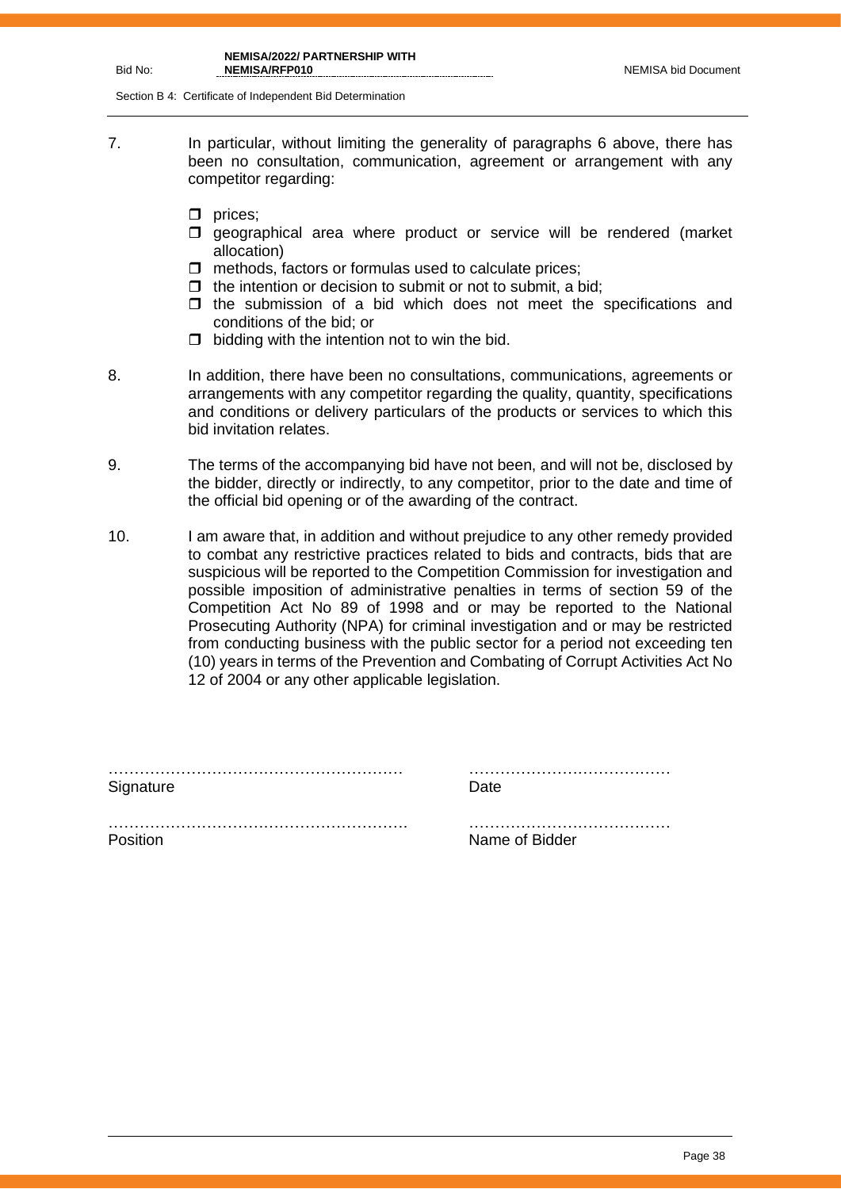7. In particular, without limiting the generality of paragraphs 6 above, there has been no consultation, communication, agreement or arrangement with any competitor regarding:

   - ❒ prices;
   - ❒ geographical area where product or service will be rendered (market allocation)
   - ❒ methods, factors or formulas used to calculate prices;
   - ❒ the intention or decision to submit or not to submit, a bid;
   - ❒ the submission of a bid which does not meet the specifications and conditions of the bid; or
   - ❒ bidding with the intention not to win the bid.

8. In addition, there have been no consultations, communications, agreements or arrangements with any competitor regarding the quality, quantity, specifications and conditions or delivery particulars of the products or services to which this bid invitation relates.

9. The terms of the accompanying bid have not been, and will not be, disclosed by the bidder, directly or indirectly, to any competitor, prior to the date and time of the official bid opening or of the awarding of the contract.

10. I am aware that, in addition and without prejudice to any other remedy provided to combat any restrictive practices related to bids and contracts, bids that are suspicious will be reported to the Competition Commission for investigation and possible imposition of administrative penalties in terms of section 59 of the Competition Act No 89 of 1998 and or may be reported to the National Prosecuting Authority (NPA) for criminal investigation and or may be restricted from conducting business with the public sector for a period not exceeding ten (10) years in terms of the Prevention and Combating of Corrupt Activities Act No 12 of 2004 or any other applicable legislation.

………………………………………………… ………………………………
Signature Date

…………………………………………………. ………………………………
Position Name of Bidder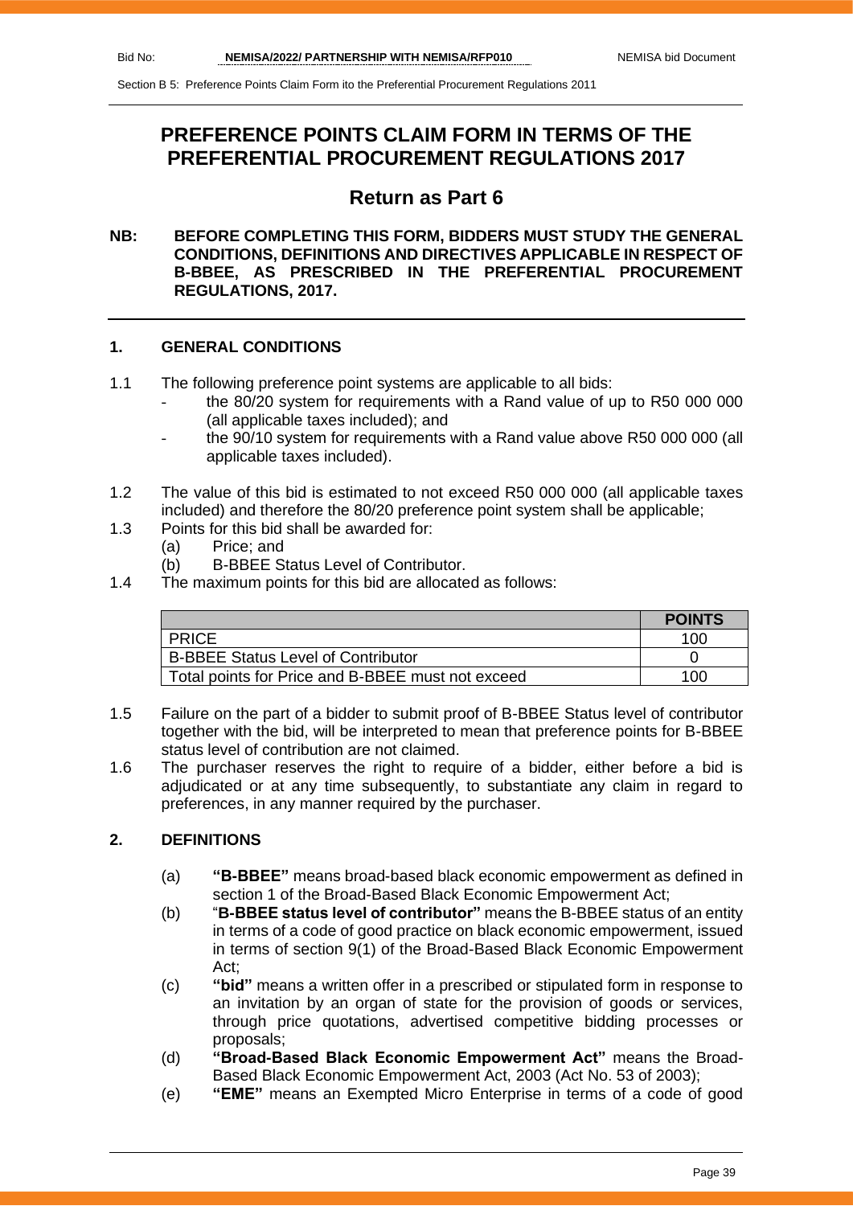# PREFERENCE POINTS CLAIM FORM IN TERMS OF THE PREFERENTIAL PROCUREMENT REGULATIONS 2017

## Return as Part 6

**NB: BEFORE COMPLETING THIS FORM, BIDDERS MUST STUDY THE GENERAL CONDITIONS, DEFINITIONS AND DIRECTIVES APPLICABLE IN RESPECT OF B-BBEE, AS PRESCRIBED IN THE PREFERENTIAL PROCUREMENT REGULATIONS, 2017.**

### 1. GENERAL CONDITIONS

1.1 The following preference point systems are applicable to all bids:
- the 80/20 system for requirements with a Rand value of up to R50 000 000 (all applicable taxes included); and
- the 90/10 system for requirements with a Rand value above R50 000 000 (all applicable taxes included).

1.2 The value of this bid is estimated to not exceed R50 000 000 (all applicable taxes included) and therefore the 80/20 preference point system shall be applicable;

1.3 Points for this bid shall be awarded for:
(a) Price; and
(b) B-BBEE Status Level of Contributor.

1.4 The maximum points for this bid are allocated as follows:

| | **POINTS** |
|---|---|
| PRICE | 100 |
| B-BBEE Status Level of Contributor | 0 |
| Total points for Price and B-BBEE must not exceed | 100 |

1.5 Failure on the part of a bidder to submit proof of B-BBEE Status level of contributor together with the bid, will be interpreted to mean that preference points for B-BBEE status level of contribution are not claimed.

1.6 The purchaser reserves the right to require of a bidder, either before a bid is adjudicated or at any time subsequently, to substantiate any claim in regard to preferences, in any manner required by the purchaser.

### 2. DEFINITIONS

(a) **"B-BBEE"** means broad-based black economic empowerment as defined in section 1 of the Broad-Based Black Economic Empowerment Act;

(b) "**B-BBEE status level of contributor"** means the B-BBEE status of an entity in terms of a code of good practice on black economic empowerment, issued in terms of section 9(1) of the Broad-Based Black Economic Empowerment Act;

(c) **"bid"** means a written offer in a prescribed or stipulated form in response to an invitation by an organ of state for the provision of goods or services, through price quotations, advertised competitive bidding processes or proposals;

(d) **"Broad-Based Black Economic Empowerment Act"** means the Broad-Based Black Economic Empowerment Act, 2003 (Act No. 53 of 2003);

(e) **"EME"** means an Exempted Micro Enterprise in terms of a code of good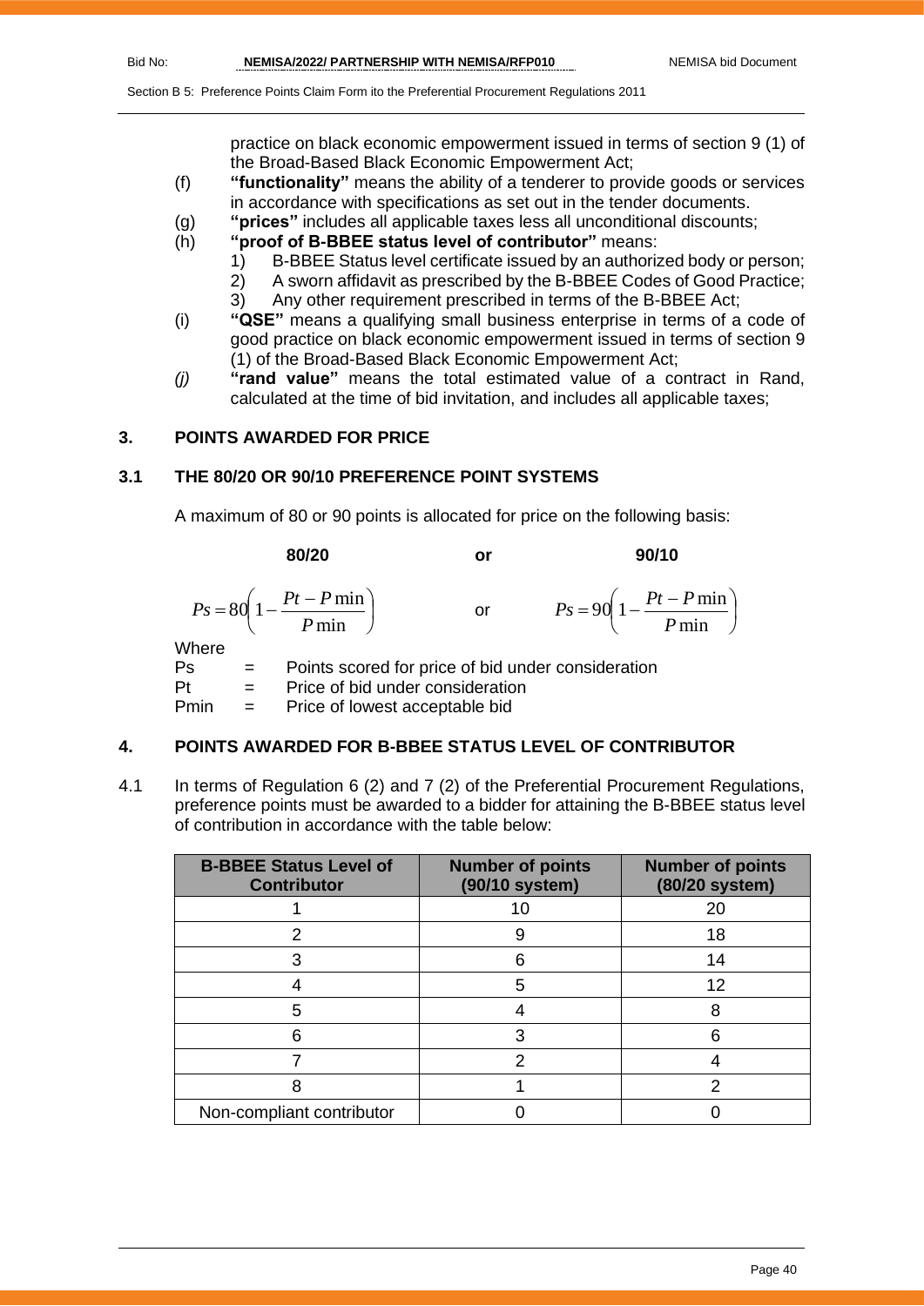practice on black economic empowerment issued in terms of section 9 (1) of the Broad-Based Black Economic Empowerment Act;

(f) **"functionality"** means the ability of a tenderer to provide goods or services in accordance with specifications as set out in the tender documents.

(g) **"prices"** includes all applicable taxes less all unconditional discounts;

(h) **"proof of B-BBEE status level of contributor"** means:
   1) B-BBEE Status level certificate issued by an authorized body or person;
   2) A sworn affidavit as prescribed by the B-BBEE Codes of Good Practice;
   3) Any other requirement prescribed in terms of the B-BBEE Act;

(i) **"QSE"** means a qualifying small business enterprise in terms of a code of good practice on black economic empowerment issued in terms of section 9 (1) of the Broad-Based Black Economic Empowerment Act;

*(j)* **"rand value"** means the total estimated value of a contract in Rand, calculated at the time of bid invitation, and includes all applicable taxes;

## 3. POINTS AWARDED FOR PRICE

### 3.1 THE 80/20 OR 90/10 PREFERENCE POINT SYSTEMS

A maximum of 80 or 90 points is allocated for price on the following basis:

**80/20** or **90/10**

$$Ps = 80\left(1 - \frac{Pt - P\min}{P\min}\right) \quad \text{or} \quad Ps = 90\left(1 - \frac{Pt - P\min}{P\min}\right)$$

Where

Ps = Points scored for price of bid under consideration

Pt = Price of bid under consideration

Pmin = Price of lowest acceptable bid

## 4. POINTS AWARDED FOR B-BBEE STATUS LEVEL OF CONTRIBUTOR

4.1 In terms of Regulation 6 (2) and 7 (2) of the Preferential Procurement Regulations, preference points must be awarded to a bidder for attaining the B-BBEE status level of contribution in accordance with the table below:

| B-BBEE Status Level of Contributor | Number of points (90/10 system) | Number of points (80/20 system) |
|---|---|---|
| 1 | 10 | 20 |
| 2 | 9 | 18 |
| 3 | 6 | 14 |
| 4 | 5 | 12 |
| 5 | 4 | 8 |
| 6 | 3 | 6 |
| 7 | 2 | 4 |
| 8 | 1 | 2 |
| Non-compliant contributor | 0 | 0 |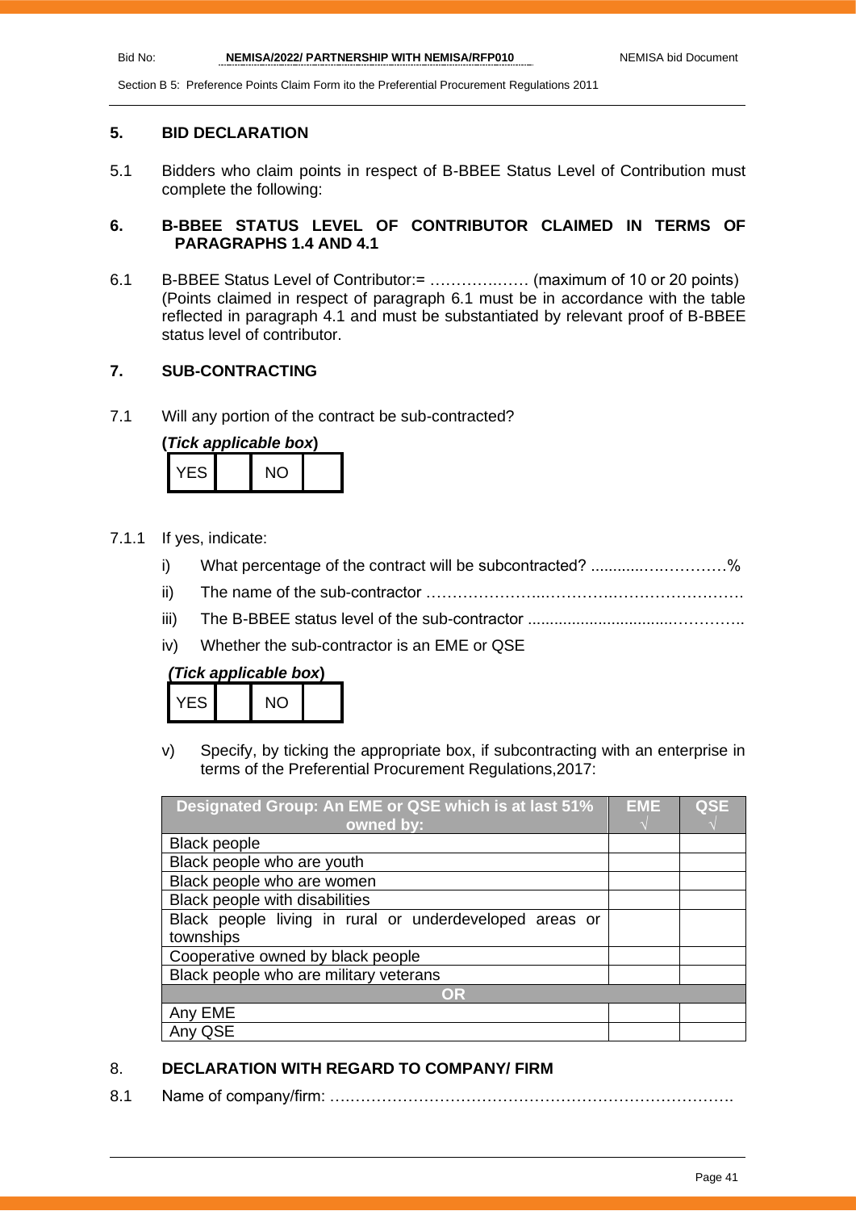## 5. BID DECLARATION

5.1 Bidders who claim points in respect of B-BBEE Status Level of Contribution must complete the following:

## 6. B-BBEE STATUS LEVEL OF CONTRIBUTOR CLAIMED IN TERMS OF PARAGRAPHS 1.4 AND 4.1

6.1 B-BBEE Status Level of Contributor:= ……………..…. (maximum of 10 or 20 points)
(Points claimed in respect of paragraph 6.1 must be in accordance with the table reflected in paragraph 4.1 and must be substantiated by relevant proof of B-BBEE status level of contributor.

## 7. SUB-CONTRACTING

7.1 Will any portion of the contract be sub-contracted?

**(*Tick applicable box*)**

| YES | | NO | |
|---|---|---|---|

7.1.1 If yes, indicate:

i) What percentage of the contract will be subcontracted? ............……………%

ii) The name of the sub-contractor …………………..………….……………………….

iii) The B-BBEE status level of the sub-contractor ................................…………..

iv) Whether the sub-contractor is an EME or QSE

**(*Tick applicable box*)**

| YES | | NO | |
|---|---|---|---|

v) Specify, by ticking the appropriate box, if subcontracting with an enterprise in terms of the Preferential Procurement Regulations,2017:

| Designated Group: An EME or QSE which is at last 51% owned by: | EME √ | QSE √ |
|---|---|---|
| Black people | | |
| Black people who are youth | | |
| Black people who are women | | |
| Black people with disabilities | | |
| Black people living in rural or underdeveloped areas or townships | | |
| Cooperative owned by black people | | |
| Black people who are military veterans | | |
| **OR** | | |
| Any EME | | |
| Any QSE | | |

## 8. DECLARATION WITH REGARD TO COMPANY/ FIRM

8.1 Name of company/firm: ….……………………………………………………………….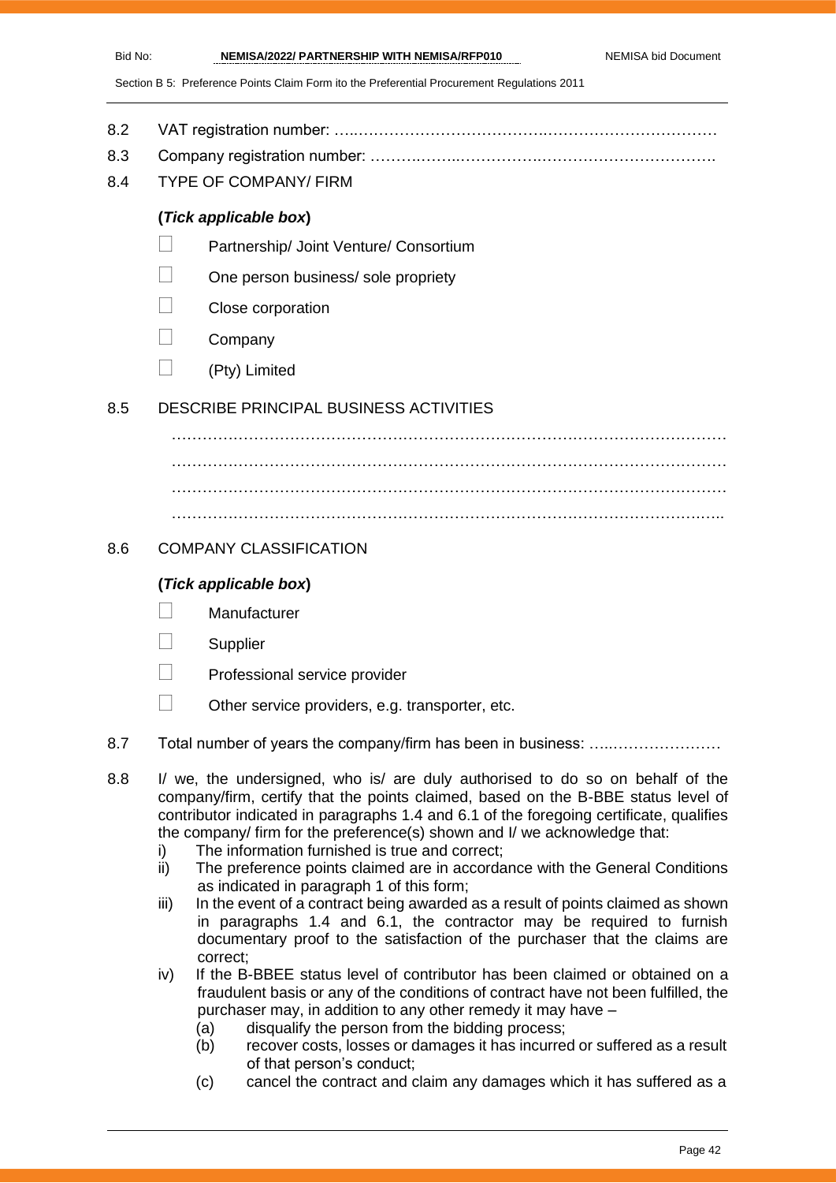8.2 VAT registration number: …..……………………………….……………………………

8.3 Company registration number: ……….……..…………….…………………………….

8.4 TYPE OF COMPANY/ FIRM

**(*Tick applicable box*)**

- ☐ Partnership/ Joint Venture/ Consortium
- ☐ One person business/ sole propriety
- ☐ Close corporation
- ☐ Company
- ☐ (Pty) Limited

8.5 DESCRIBE PRINCIPAL BUSINESS ACTIVITIES

…………………………………………………………………………………………………
…………………………………………………………………………………………………
…………………………………………………………………………………………………
………………………………………………………………………………………………..

8.6 COMPANY CLASSIFICATION

**(*Tick applicable box*)**

- ☐ Manufacturer
- ☐ Supplier
- ☐ Professional service provider
- ☐ Other service providers, e.g. transporter, etc.

8.7 Total number of years the company/firm has been in business: …..…………………

8.8 I/ we, the undersigned, who is/ are duly authorised to do so on behalf of the company/firm, certify that the points claimed, based on the B-BBE status level of contributor indicated in paragraphs 1.4 and 6.1 of the foregoing certificate, qualifies the company/ firm for the preference(s) shown and I/ we acknowledge that:

i) The information furnished is true and correct;

ii) The preference points claimed are in accordance with the General Conditions as indicated in paragraph 1 of this form;

iii) In the event of a contract being awarded as a result of points claimed as shown in paragraphs 1.4 and 6.1, the contractor may be required to furnish documentary proof to the satisfaction of the purchaser that the claims are correct;

iv) If the B-BBEE status level of contributor has been claimed or obtained on a fraudulent basis or any of the conditions of contract have not been fulfilled, the purchaser may, in addition to any other remedy it may have –

(a) disqualify the person from the bidding process;

(b) recover costs, losses or damages it has incurred or suffered as a result of that person's conduct;

(c) cancel the contract and claim any damages which it has suffered as a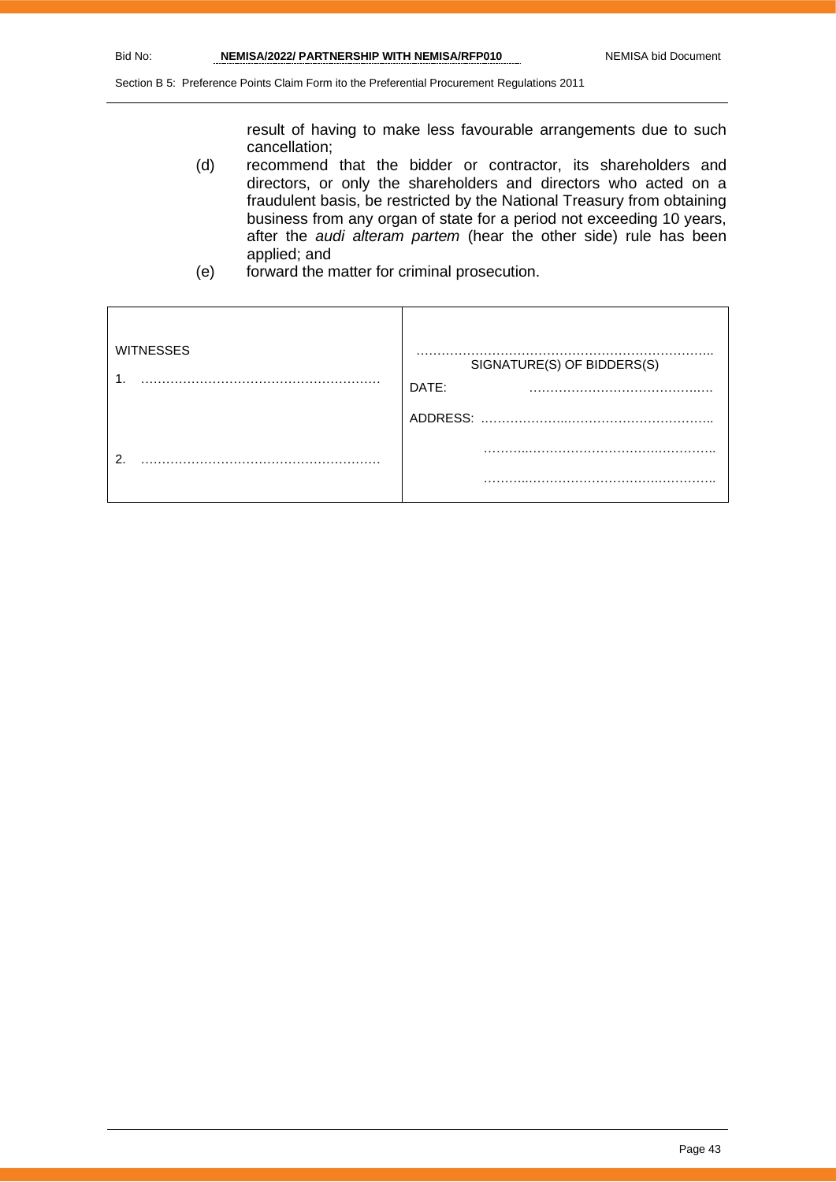result of having to make less favourable arrangements due to such cancellation;

(d) recommend that the bidder or contractor, its shareholders and directors, or only the shareholders and directors who acted on a fraudulent basis, be restricted by the National Treasury from obtaining business from any organ of state for a period not exceeding 10 years, after the *audi alteram partem* (hear the other side) rule has been applied; and

(e) forward the matter for criminal prosecution.

| WITNESSES | |
|---|---|
| 1. ……………………………………………… | ……………………………………………………………. SIGNATURE(S) OF BIDDERS(S) |
| | DATE: …………………………………… |
| | ADDRESS: ……………………………………………… |
| 2. ……………………………………………… | ……………………………………………… |
| | ……………………………………………… |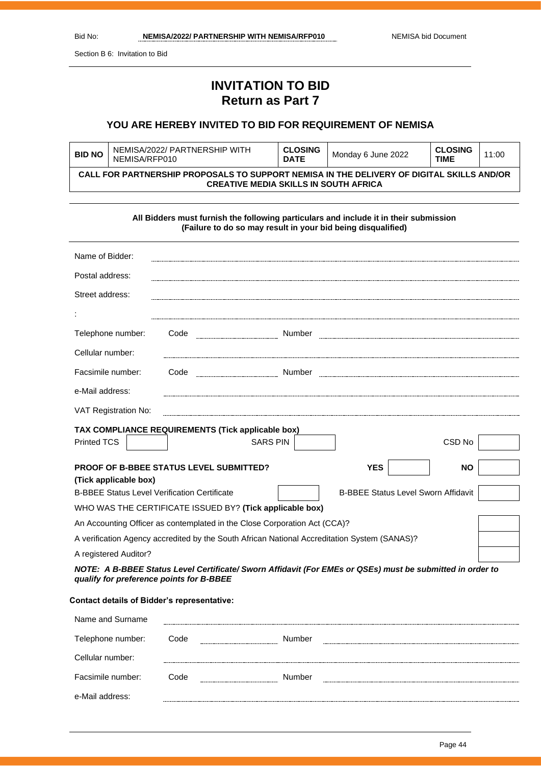# INVITATION TO BID
## Return as Part 7

### YOU ARE HEREBY INVITED TO BID FOR REQUIREMENT OF NEMISA

| **BID NO** | NEMISA/2022/ PARTNERSHIP WITH NEMISA/RFP010 | **CLOSING DATE** | Monday 6 June 2022 | **CLOSING TIME** | 11:00 |
|---|---|---|---|---|---|
| **CALL FOR PARTNERSHIP PROPOSALS TO SUPPORT NEMISA IN THE DELIVERY OF DIGITAL SKILLS AND/OR CREATIVE MEDIA SKILLS IN SOUTH AFRICA** | | | | | |

**All Bidders must furnish the following particulars and include it in their submission (Failure to do so may result in your bid being disqualified)**

Name of Bidder: ..........................................

Postal address: ..........................................

Street address: ..........................................

: ..........................................

Telephone number: Code .................. Number ..........................................

Cellular number: ..........................................

Facsimile number: Code .................. Number ..........................................

e-Mail address: ..........................................

VAT Registration No: ..........................................

**TAX COMPLIANCE REQUIREMENTS (Tick applicable box)**

| Printed TCS | | SARS PIN | | CSD No | |
|---|---|---|---|---|---|

| **PROOF OF B-BBEE STATUS LEVEL SUBMITTED? (Tick applicable box)** | **YES** | | **NO** | |
|---|---|---|---|---|

| B-BBEE Status Level Verification Certificate | | B-BBEE Status Level Sworn Affidavit | |
|---|---|---|---|

WHO WAS THE CERTIFICATE ISSUED BY? **(Tick applicable box)**

| | |
|---|---|
| An Accounting Officer as contemplated in the Close Corporation Act (CCA)? | |
| A verification Agency accredited by the South African National Accreditation System (SANAS)? | |
| A registered Auditor? | |

***NOTE: A B-BBEE Status Level Certificate/ Sworn Affidavit (For EMEs or QSEs) must be submitted in order to qualify for preference points for B-BBEE***

**Contact details of Bidder's representative:**

Name and Surname ..........................................

Telephone number: Code .................. Number ..........................................

Cellular number: ..........................................

Facsimile number: Code .................. Number ..........................................

e-Mail address: ..........................................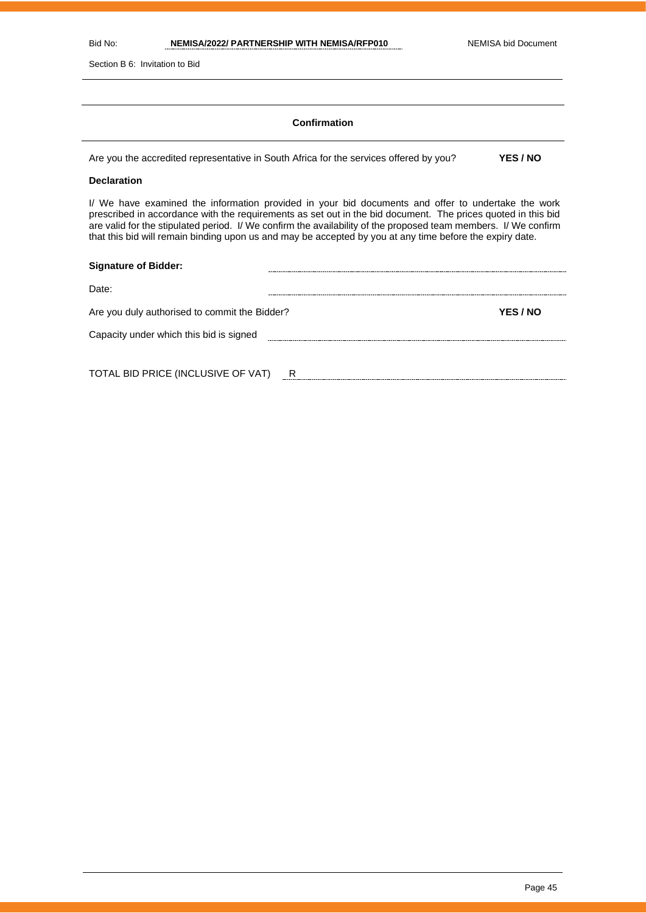## Confirmation

Are you the accredited representative in South Africa for the services offered by you? **YES / NO**

**Declaration**

I/ We have examined the information provided in your bid documents and offer to undertake the work prescribed in accordance with the requirements as set out in the bid document. The prices quoted in this bid are valid for the stipulated period. I/ We confirm the availability of the proposed team members. I/ We confirm that this bid will remain binding upon us and may be accepted by you at any time before the expiry date.

**Signature of Bidder:** ..............................................................................

Date: ..............................................................................

Are you duly authorised to commit the Bidder? **YES / NO**

Capacity under which this bid is signed ..............................................................................

TOTAL BID PRICE (INCLUSIVE OF VAT) R ..............................................................................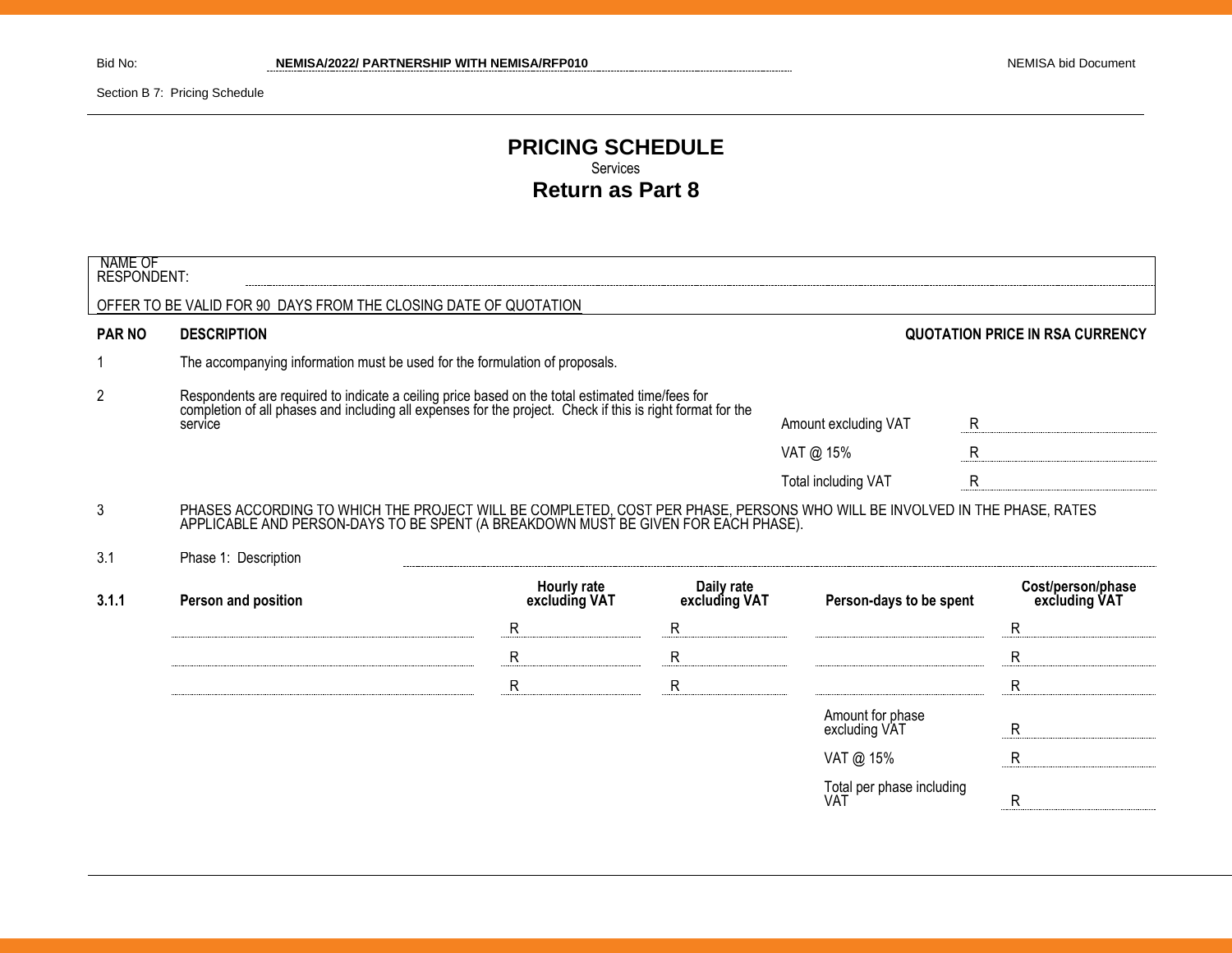Bid No: NEMISA/2022/ PARTNERSHIP WITH NEMISA/RFP010

NEMISA bid Document

Section B 7: Pricing Schedule

# PRICING SCHEDULE

Services

## Return as Part 8

NAME OF RESPONDENT: ..............................................................................

OFFER TO BE VALID FOR 90 DAYS FROM THE CLOSING DATE OF QUOTATION

| PAR NO | DESCRIPTION | | QUOTATION PRICE IN RSA CURRENCY |
|---|---|---|---|
| 1 | The accompanying information must be used for the formulation of proposals. | | |
| 2 | Respondents are required to indicate a ceiling price based on the total estimated time/fees for completion of all phases and including all expenses for the project. Check if this is right format for the service | Amount excluding VAT | R |
| | | VAT @ 15% | R |
| | | Total including VAT | R |
| 3 | PHASES ACCORDING TO WHICH THE PROJECT WILL BE COMPLETED, COST PER PHASE, PERSONS WHO WILL BE INVOLVED IN THE PHASE, RATES APPLICABLE AND PERSON-DAYS TO BE SPENT (A BREAKDOWN MUST BE GIVEN FOR EACH PHASE). | | |
| 3.1 | Phase 1: Description .............................................................................. | | |

| 3.1.1 | Person and position | Hourly rate excluding VAT | Daily rate excluding VAT | Person-days to be spent | Cost/person/phase excluding VAT |
|---|---|---|---|---|---|
| | | R | R | | R |
| | | R | R | | R |
| | | R | R | | R |
| | | | | Amount for phase excluding VAT | R |
| | | | | VAT @ 15% | R |
| | | | | Total per phase including VAT | R |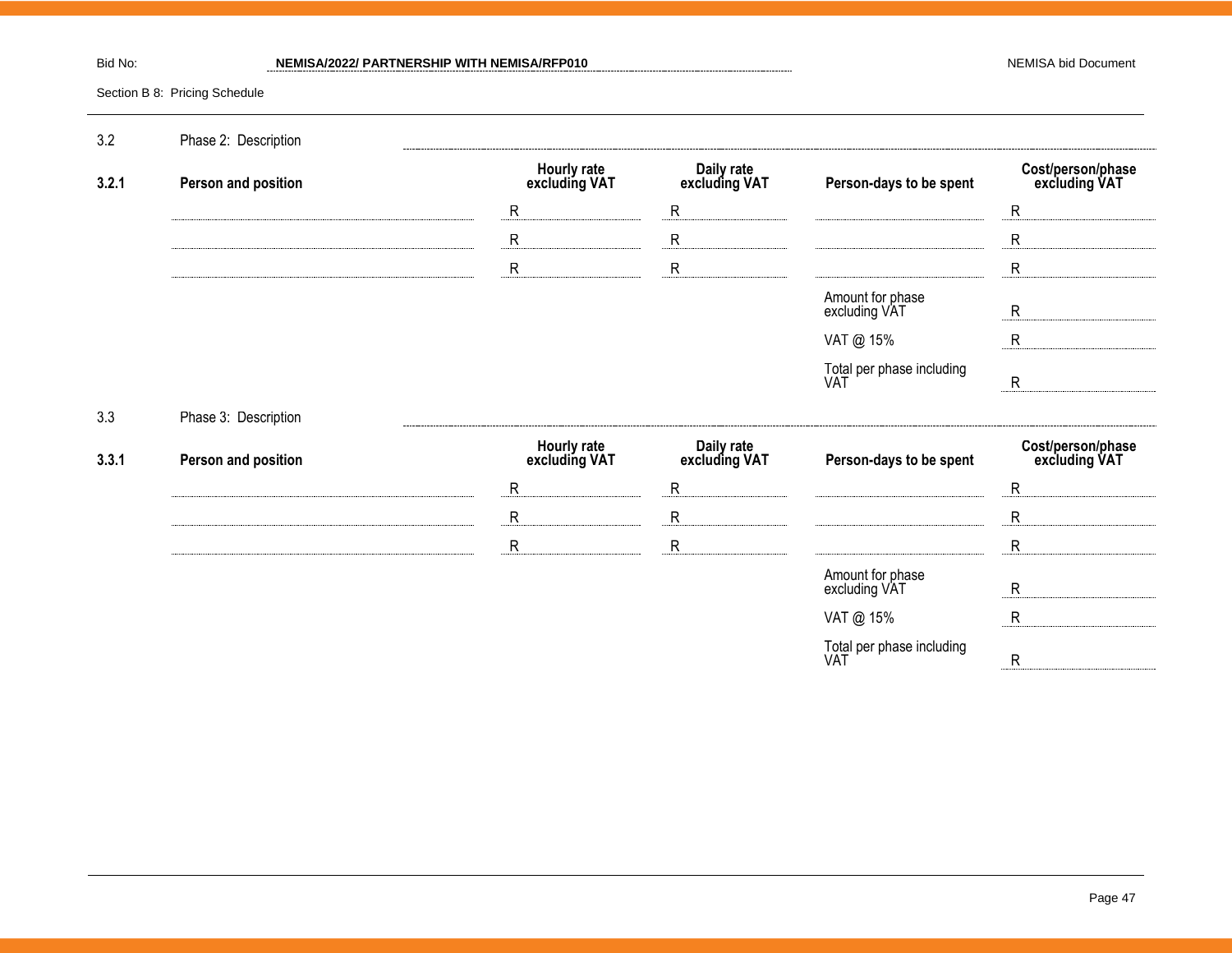3.2 Phase 2: Description ..........................................................................

| 3.2.1 Person and position | Hourly rate excluding VAT | Daily rate excluding VAT | Person-days to be spent | Cost/person/phase excluding VAT |
|---|---|---|---|---|
| | R | R | | R |
| | R | R | | R |
| | R | R | | R |
| | | | Amount for phase excluding VAT | R |
| | | | VAT @ 15% | R |
| | | | Total per phase including VAT | R |

3.3 Phase 3: Description ..........................................................................

| 3.3.1 Person and position | Hourly rate excluding VAT | Daily rate excluding VAT | Person-days to be spent | Cost/person/phase excluding VAT |
|---|---|---|---|---|
| | R | R | | R |
| | R | R | | R |
| | R | R | | R |
| | | | Amount for phase excluding VAT | R |
| | | | VAT @ 15% | R |
| | | | Total per phase including VAT | R |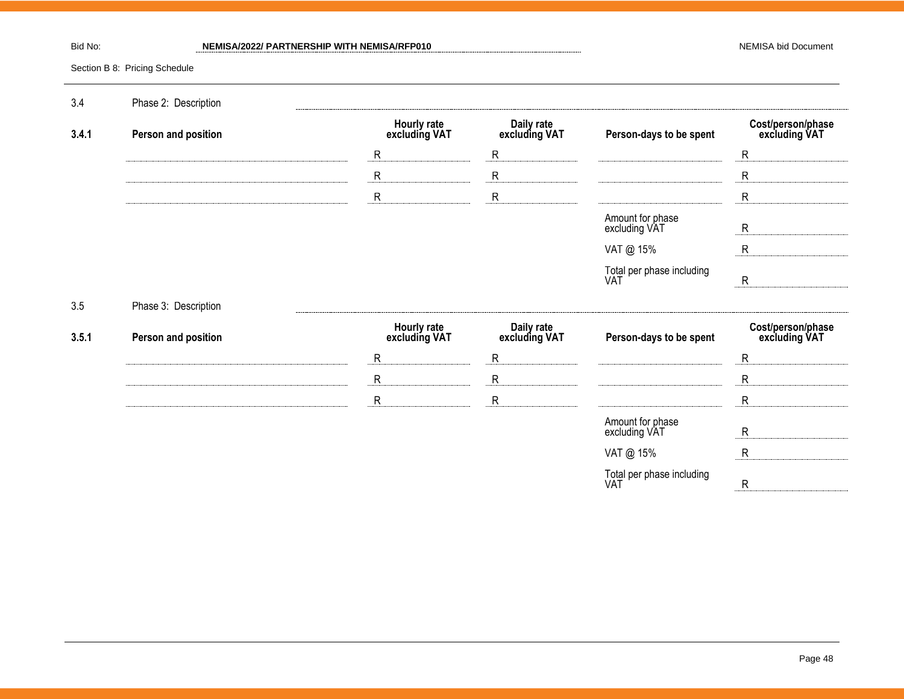3.4 Phase 2: Description ..................................................

| 3.4.1 Person and position | Hourly rate excluding VAT | Daily rate excluding VAT | Person-days to be spent | Cost/person/phase excluding VAT |
|---|---|---|---|---|
| | R | R | | R |
| | R | R | | R |
| | R | R | | R |
| | | | Amount for phase excluding VAT | R |
| | | | VAT @ 15% | R |
| | | | Total per phase including VAT | R |

3.5 Phase 3: Description ..................................................

| 3.5.1 Person and position | Hourly rate excluding VAT | Daily rate excluding VAT | Person-days to be spent | Cost/person/phase excluding VAT |
|---|---|---|---|---|
| | R | R | | R |
| | R | R | | R |
| | R | R | | R |
| | | | Amount for phase excluding VAT | R |
| | | | VAT @ 15% | R |
| | | | Total per phase including VAT | R |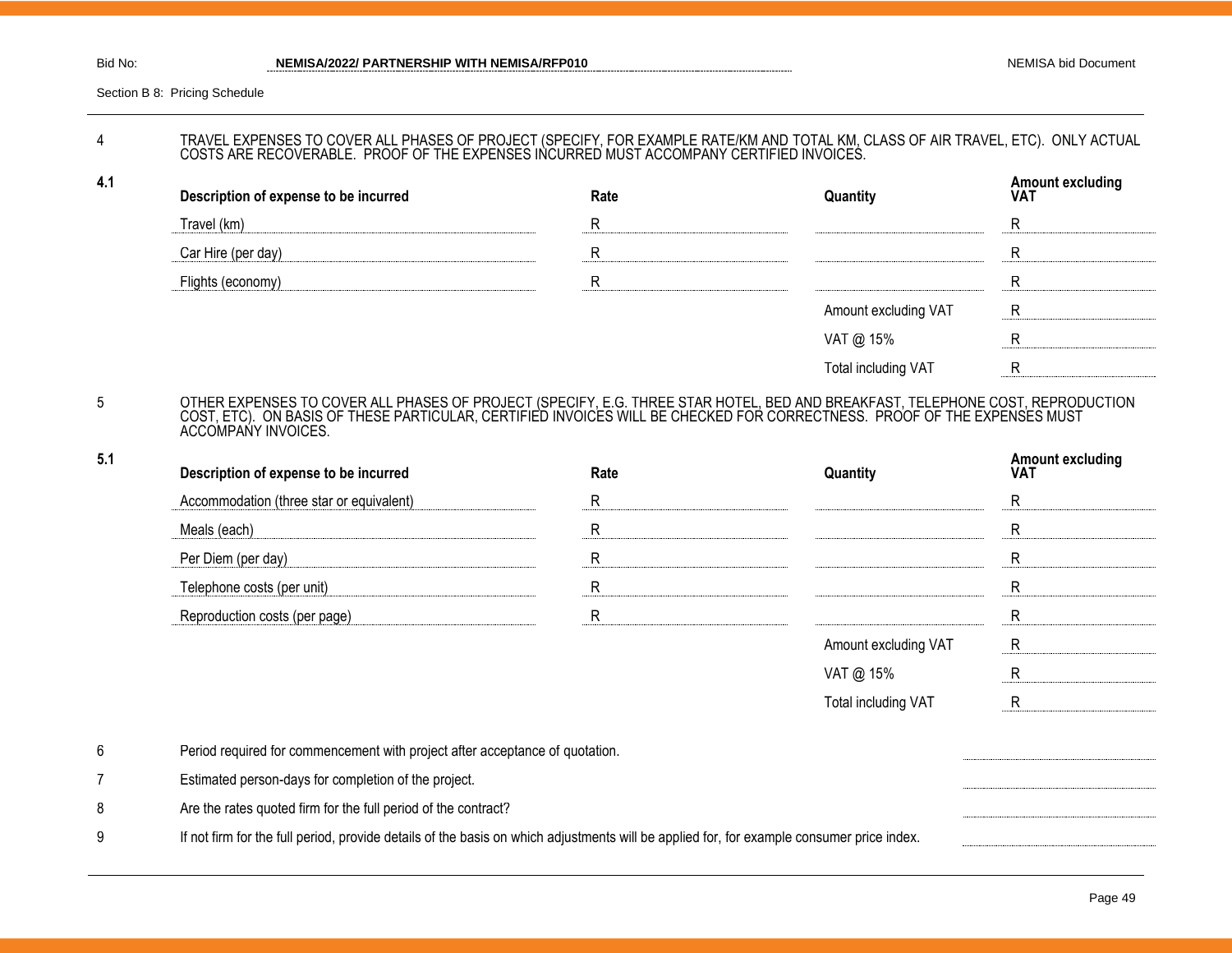Section B 8: Pricing Schedule

4 TRAVEL EXPENSES TO COVER ALL PHASES OF PROJECT (SPECIFY, FOR EXAMPLE RATE/KM AND TOTAL KM, CLASS OF AIR TRAVEL, ETC). ONLY ACTUAL COSTS ARE RECOVERABLE. PROOF OF THE EXPENSES INCURRED MUST ACCOMPANY CERTIFIED INVOICES.

4.1

| Description of expense to be incurred | Rate | Quantity | Amount excluding VAT |
|---|---|---|---|
| Travel (km) | R | | R |
| Car Hire (per day) | R | | R |
| Flights (economy) | R | | R |
| | | Amount excluding VAT | R |
| | | VAT @ 15% | R |
| | | Total including VAT | R |

5 OTHER EXPENSES TO COVER ALL PHASES OF PROJECT (SPECIFY, E.G. THREE STAR HOTEL, BED AND BREAKFAST, TELEPHONE COST, REPRODUCTION COST, ETC). ON BASIS OF THESE PARTICULAR, CERTIFIED INVOICES WILL BE CHECKED FOR CORRECTNESS. PROOF OF THE EXPENSES MUST ACCOMPANY INVOICES.

5.1

| Description of expense to be incurred | Rate | Quantity | Amount excluding VAT |
|---|---|---|---|
| Accommodation (three star or equivalent) | R | | R |
| Meals (each) | R | | R |
| Per Diem (per day) | R | | R |
| Telephone costs (per unit) | R | | R |
| Reproduction costs (per page) | R | | R |
| | | Amount excluding VAT | R |
| | | VAT @ 15% | R |
| | | Total including VAT | R |

6 Period required for commencement with project after acceptance of quotation. ..............................

7 Estimated person-days for completion of the project. ..............................

8 Are the rates quoted firm for the full period of the contract? ..............................

9 If not firm for the full period, provide details of the basis on which adjustments will be applied for, for example consumer price index. ..............................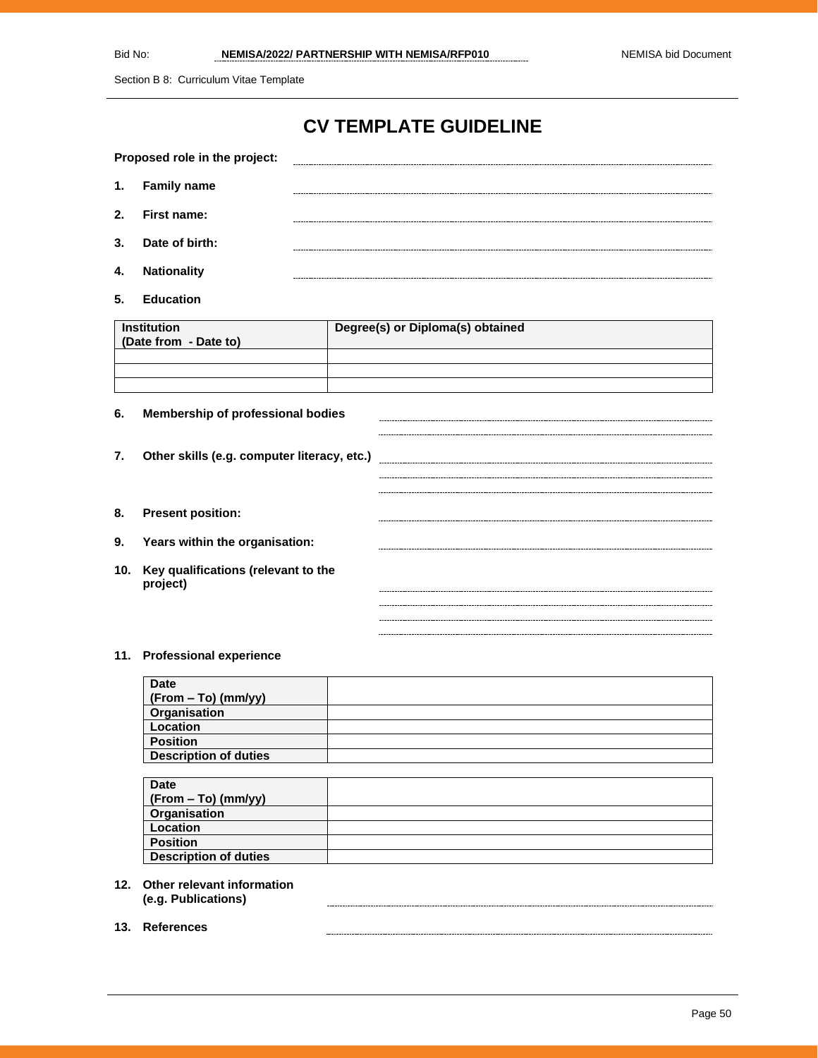# CV TEMPLATE GUIDELINE

**Proposed role in the project:** ..............................................................................

1. **Family name** ..............................................................................
2. **First name:** ..............................................................................
3. **Date of birth:** ..............................................................................
4. **Nationality** ..............................................................................
5. **Education**

| Institution (Date from - Date to) | Degree(s) or Diploma(s) obtained |
| --- | --- |
| | |
| | |
| | |

6. **Membership of professional bodies** ..............................................................................
7. **Other skills (e.g. computer literacy, etc.)** ..............................................................................
8. **Present position:** ..............................................................................
9. **Years within the organisation:** ..............................................................................
10. **Key qualifications (relevant to the project)** ..............................................................................
11. **Professional experience**

| | |
| --- | --- |
| **Date (From – To) (mm/yy)** | |
| **Organisation** | |
| **Location** | |
| **Position** | |
| **Description of duties** | |

| | |
| --- | --- |
| **Date (From – To) (mm/yy)** | |
| **Organisation** | |
| **Location** | |
| **Position** | |
| **Description of duties** | |

12. **Other relevant information (e.g. Publications)** ..............................................................................
13. **References** ..............................................................................